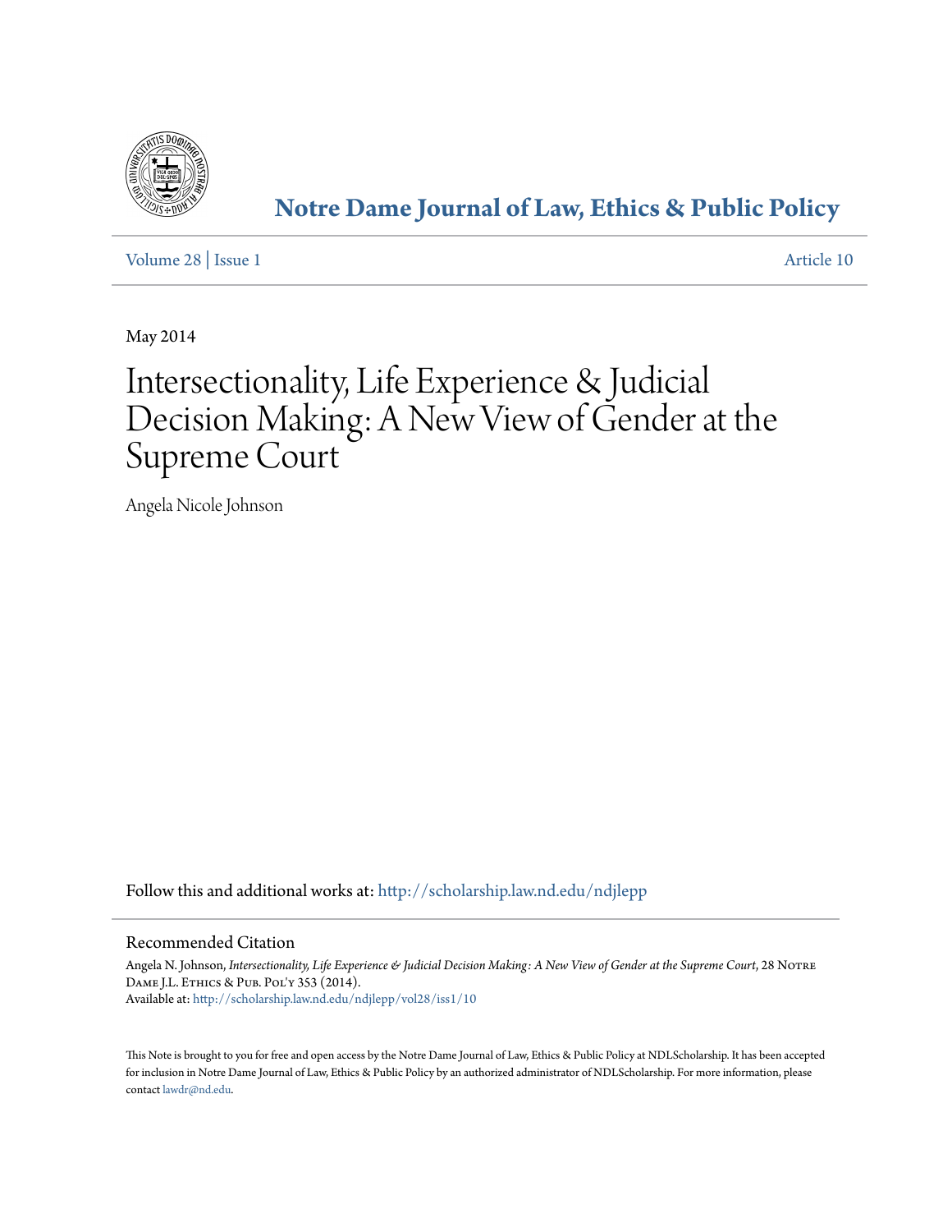# Notre Dame Journal of Law, Ethics & Public Policy

Volume 28 | Issue 1 — Article 10

May 2014

# Intersectionality, Life Experience & Judicial Decision Making: A New View of Gender at the Supreme Court

Angela Nicole Johnson

Follow this and additional works at: http://scholarship.law.nd.edu/ndjlepp

## Recommended Citation

Angela N. Johnson, *Intersectionality, Life Experience & Judicial Decision Making: A New View of Gender at the Supreme Court*, 28 Notre Dame J.L. Ethics & Pub. Pol'y 353 (2014).
Available at: http://scholarship.law.nd.edu/ndjlepp/vol28/iss1/10

This Note is brought to you for free and open access by the Notre Dame Journal of Law, Ethics & Public Policy at NDLScholarship. It has been accepted for inclusion in Notre Dame Journal of Law, Ethics & Public Policy by an authorized administrator of NDLScholarship. For more information, please contact lawdr@nd.edu.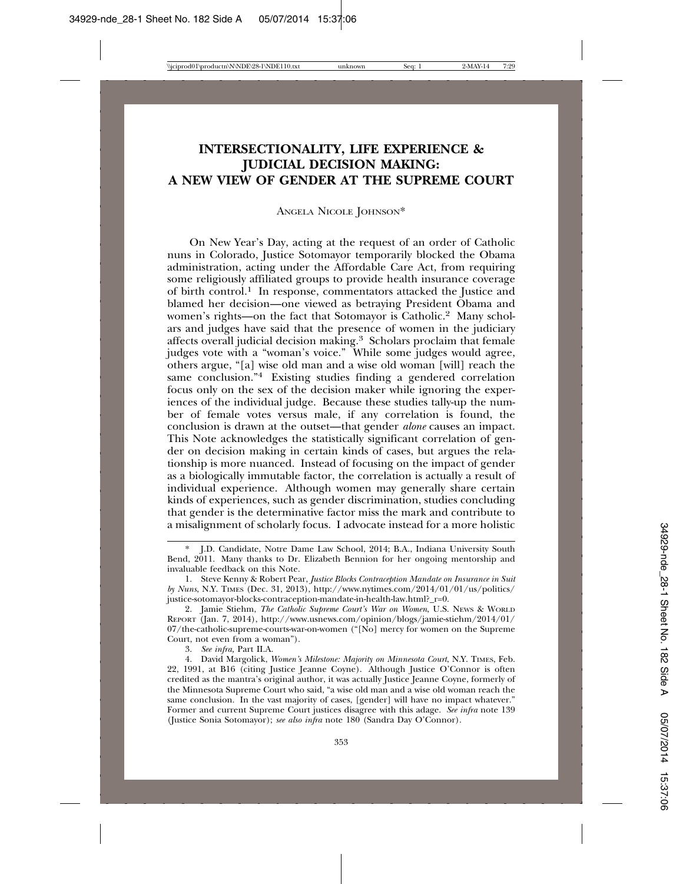# INTERSECTIONALITY, LIFE EXPERIENCE & JUDICIAL DECISION MAKING: A NEW VIEW OF GENDER AT THE SUPREME COURT

Angela Nicole Johnson*

On New Year's Day, acting at the request of an order of Catholic nuns in Colorado, Justice Sotomayor temporarily blocked the Obama administration, acting under the Affordable Care Act, from requiring some religiously affiliated groups to provide health insurance coverage of birth control.[1] In response, commentators attacked the Justice and blamed her decision—one viewed as betraying President Obama and women's rights—on the fact that Sotomayor is Catholic.[2] Many scholars and judges have said that the presence of women in the judiciary affects overall judicial decision making.[3] Scholars proclaim that female judges vote with a "woman's voice." While some judges would agree, others argue, "[a] wise old man and a wise old woman [will] reach the same conclusion."[4] Existing studies finding a gendered correlation focus only on the sex of the decision maker while ignoring the experiences of the individual judge. Because these studies tally-up the number of female votes versus male, if any correlation is found, the conclusion is drawn at the outset—that gender *alone* causes an impact. This Note acknowledges the statistically significant correlation of gender on decision making in certain kinds of cases, but argues the relationship is more nuanced. Instead of focusing on the impact of gender as a biologically immutable factor, the correlation is actually a result of individual experience. Although women may generally share certain kinds of experiences, such as gender discrimination, studies concluding that gender is the determinative factor miss the mark and contribute to a misalignment of scholarly focus. I advocate instead for a more holistic

---

\* J.D. Candidate, Notre Dame Law School, 2014; B.A., Indiana University South Bend, 2011. Many thanks to Dr. Elizabeth Bennion for her ongoing mentorship and invaluable feedback on this Note.

1. Steve Kenny & Robert Pear, *Justice Blocks Contraception Mandate on Insurance in Suit by Nuns*, N.Y. Times (Dec. 31, 2013), http://www.nytimes.com/2014/01/01/us/politics/justice-sotomayor-blocks-contraception-mandate-in-health-law.html?_r=0.

2. Jamie Stiehm, *The Catholic Supreme Court's War on Women*, U.S. News & World Report (Jan. 7, 2014), http://www.usnews.com/opinion/blogs/jamie-stiehm/2014/01/07/the-catholic-supreme-courts-war-on-women ("[No] mercy for women on the Supreme Court, not even from a woman").

3. *See infra*, Part II.A.

4. David Margolick, *Women's Milestone: Majority on Minnesota Court*, N.Y. Times, Feb. 22, 1991, at B16 (citing Justice Jeanne Coyne). Although Justice O'Connor is often credited as the mantra's original author, it was actually Justice Jeanne Coyne, formerly of the Minnesota Supreme Court who said, "a wise old man and a wise old woman reach the same conclusion. In the vast majority of cases, [gender] will have no impact whatever." Former and current Supreme Court justices disagree with this adage. *See infra* note 139 (Justice Sonia Sotomayor); *see also infra* note 180 (Sandra Day O'Connor).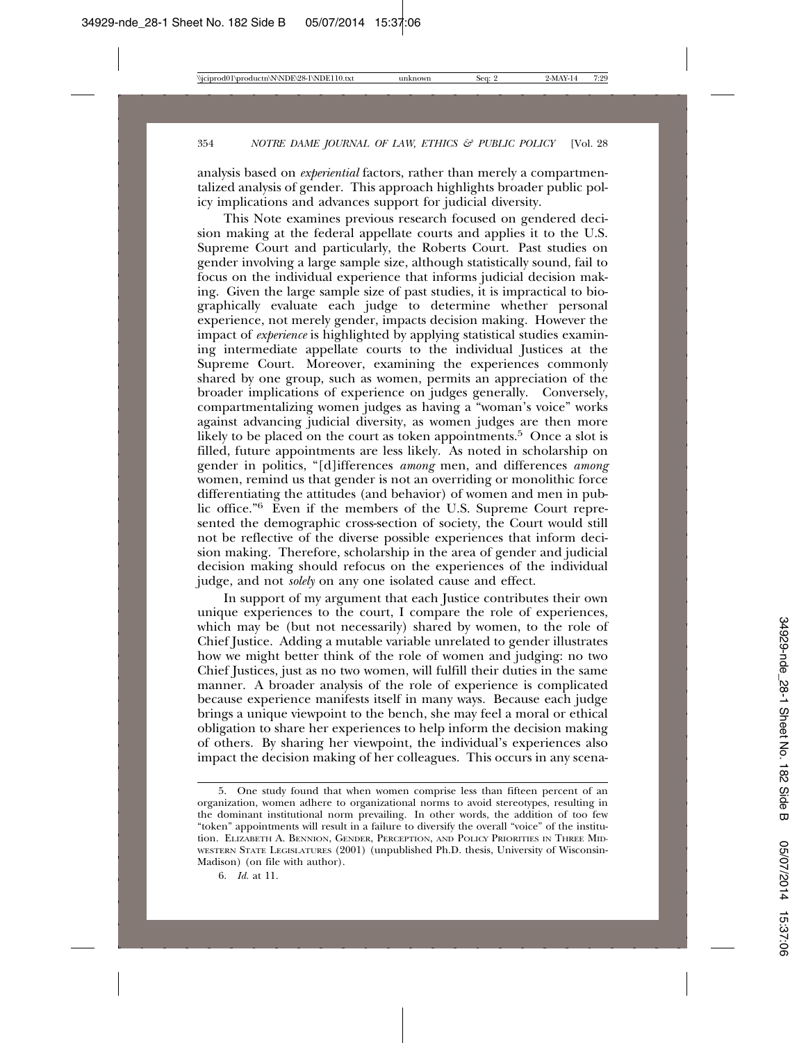analysis based on *experiential* factors, rather than merely a compartmentalized analysis of gender. This approach highlights broader public policy implications and advances support for judicial diversity.

This Note examines previous research focused on gendered decision making at the federal appellate courts and applies it to the U.S. Supreme Court and particularly, the Roberts Court. Past studies on gender involving a large sample size, although statistically sound, fail to focus on the individual experience that informs judicial decision making. Given the large sample size of past studies, it is impractical to biographically evaluate each judge to determine whether personal experience, not merely gender, impacts decision making. However the impact of *experience* is highlighted by applying statistical studies examining intermediate appellate courts to the individual Justices at the Supreme Court. Moreover, examining the experiences commonly shared by one group, such as women, permits an appreciation of the broader implications of experience on judges generally. Conversely, compartmentalizing women judges as having a "woman's voice" works against advancing judicial diversity, as women judges are then more likely to be placed on the court as token appointments.[5] Once a slot is filled, future appointments are less likely. As noted in scholarship on gender in politics, "[d]ifferences *among* men, and differences *among* women, remind us that gender is not an overriding or monolithic force differentiating the attitudes (and behavior) of women and men in public office."[6] Even if the members of the U.S. Supreme Court represented the demographic cross-section of society, the Court would still not be reflective of the diverse possible experiences that inform decision making. Therefore, scholarship in the area of gender and judicial decision making should refocus on the experiences of the individual judge, and not *solely* on any one isolated cause and effect.

In support of my argument that each Justice contributes their own unique experiences to the court, I compare the role of experiences, which may be (but not necessarily) shared by women, to the role of Chief Justice. Adding a mutable variable unrelated to gender illustrates how we might better think of the role of women and judging: no two Chief Justices, just as no two women, will fulfill their duties in the same manner. A broader analysis of the role of experience is complicated because experience manifests itself in many ways. Because each judge brings a unique viewpoint to the bench, she may feel a moral or ethical obligation to share her experiences to help inform the decision making of others. By sharing her viewpoint, the individual's experiences also impact the decision making of her colleagues. This occurs in any scena-

---

5. One study found that when women comprise less than fifteen percent of an organization, women adhere to organizational norms to avoid stereotypes, resulting in the dominant institutional norm prevailing. In other words, the addition of too few "token" appointments will result in a failure to diversify the overall "voice" of the institution. ELIZABETH A. BENNION, GENDER, PERCEPTION, AND POLICY PRIORITIES IN THREE MIDWESTERN STATE LEGISLATURES (2001) (unpublished Ph.D. thesis, University of Wisconsin-Madison) (on file with author).

6. *Id.* at 11.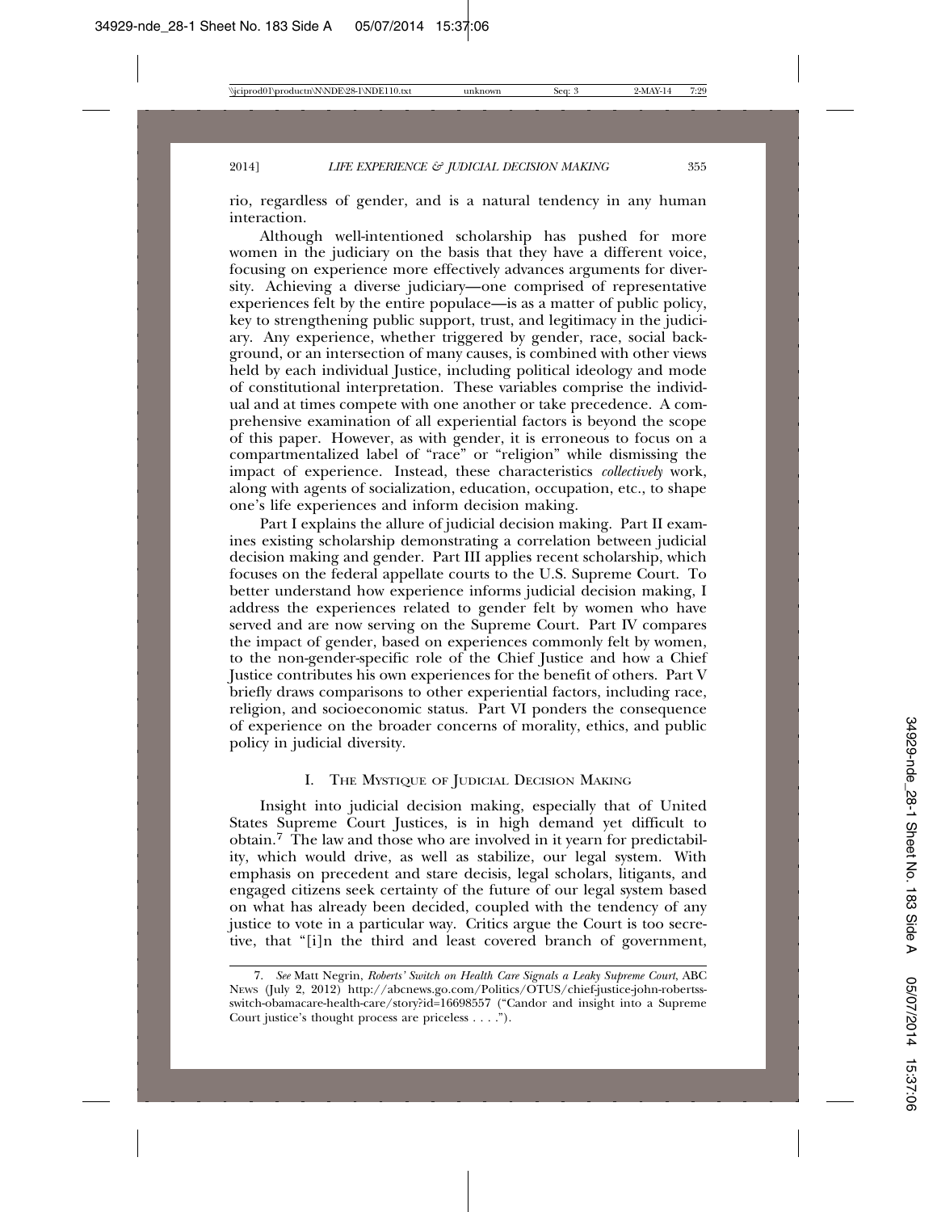rio, regardless of gender, and is a natural tendency in any human interaction.

Although well-intentioned scholarship has pushed for more women in the judiciary on the basis that they have a different voice, focusing on experience more effectively advances arguments for diversity. Achieving a diverse judiciary—one comprised of representative experiences felt by the entire populace—is as a matter of public policy, key to strengthening public support, trust, and legitimacy in the judiciary. Any experience, whether triggered by gender, race, social background, or an intersection of many causes, is combined with other views held by each individual Justice, including political ideology and mode of constitutional interpretation. These variables comprise the individual and at times compete with one another or take precedence. A comprehensive examination of all experiential factors is beyond the scope of this paper. However, as with gender, it is erroneous to focus on a compartmentalized label of "race" or "religion" while dismissing the impact of experience. Instead, these characteristics *collectively* work, along with agents of socialization, education, occupation, etc., to shape one's life experiences and inform decision making.

Part I explains the allure of judicial decision making. Part II examines existing scholarship demonstrating a correlation between judicial decision making and gender. Part III applies recent scholarship, which focuses on the federal appellate courts to the U.S. Supreme Court. To better understand how experience informs judicial decision making, I address the experiences related to gender felt by women who have served and are now serving on the Supreme Court. Part IV compares the impact of gender, based on experiences commonly felt by women, to the non-gender-specific role of the Chief Justice and how a Chief Justice contributes his own experiences for the benefit of others. Part V briefly draws comparisons to other experiential factors, including race, religion, and socioeconomic status. Part VI ponders the consequence of experience on the broader concerns of morality, ethics, and public policy in judicial diversity.

## I. The Mystique of Judicial Decision Making

Insight into judicial decision making, especially that of United States Supreme Court Justices, is in high demand yet difficult to obtain.[7] The law and those who are involved in it yearn for predictability, which would drive, as well as stabilize, our legal system. With emphasis on precedent and stare decisis, legal scholars, litigants, and engaged citizens seek certainty of the future of our legal system based on what has already been decided, coupled with the tendency of any justice to vote in a particular way. Critics argue the Court is too secretive, that "[i]n the third and least covered branch of government,

---

7. *See* Matt Negrin, *Roberts' Switch on Health Care Signals a Leaky Supreme Court*, ABC News (July 2, 2012) http://abcnews.go.com/Politics/OTUS/chief-justice-john-robertss-switch-obamacare-health-care/story?id=16698557 ("Candor and insight into a Supreme Court justice's thought process are priceless . . . .").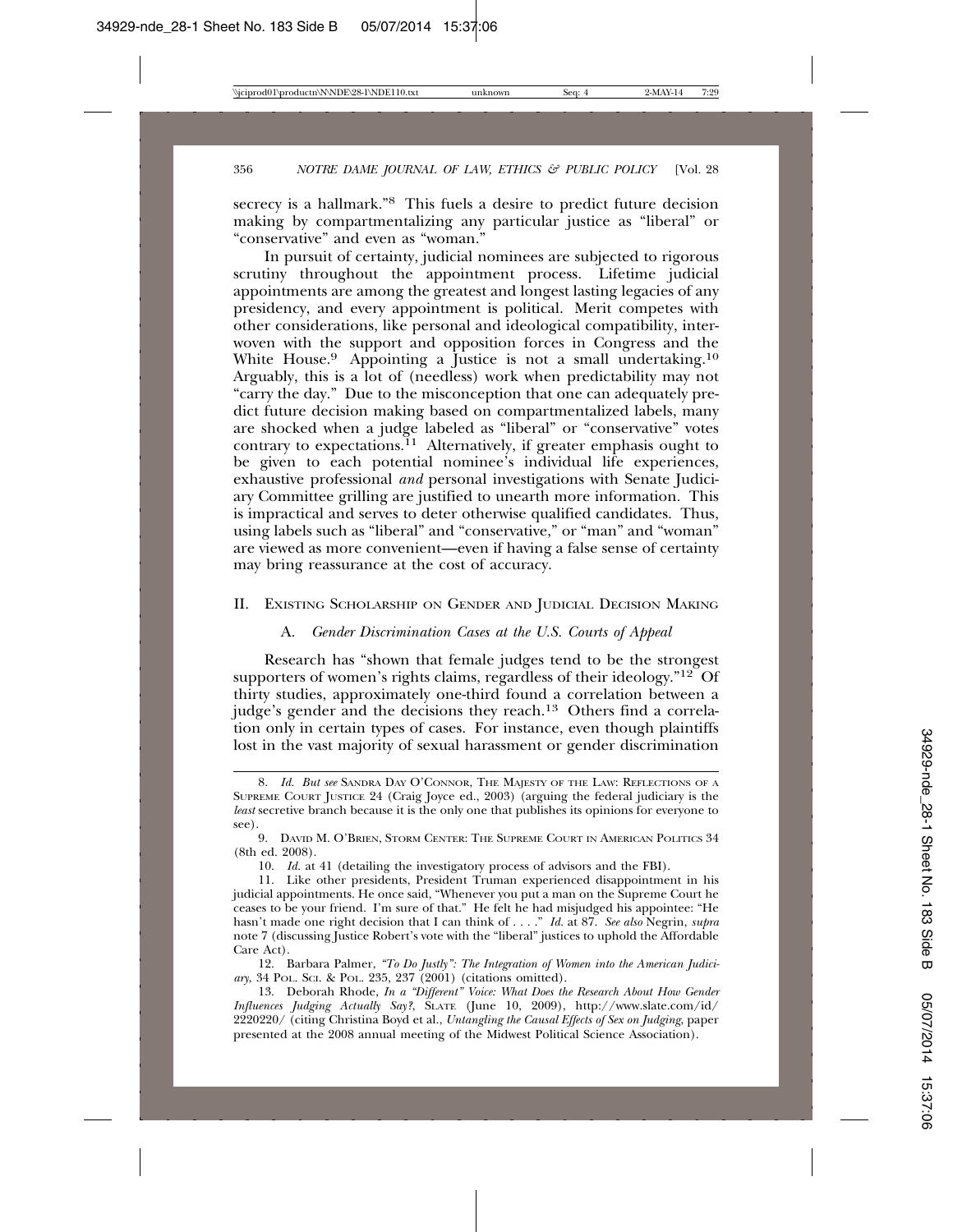secrecy is a hallmark."[8] This fuels a desire to predict future decision making by compartmentalizing any particular justice as "liberal" or "conservative" and even as "woman."

In pursuit of certainty, judicial nominees are subjected to rigorous scrutiny throughout the appointment process. Lifetime judicial appointments are among the greatest and longest lasting legacies of any presidency, and every appointment is political. Merit competes with other considerations, like personal and ideological compatibility, interwoven with the support and opposition forces in Congress and the White House.[9] Appointing a Justice is not a small undertaking.[10] Arguably, this is a lot of (needless) work when predictability may not "carry the day." Due to the misconception that one can adequately predict future decision making based on compartmentalized labels, many are shocked when a judge labeled as "liberal" or "conservative" votes contrary to expectations.[11] Alternatively, if greater emphasis ought to be given to each potential nominee's individual life experiences, exhaustive professional *and* personal investigations with Senate Judiciary Committee grilling are justified to unearth more information. This is impractical and serves to deter otherwise qualified candidates. Thus, using labels such as "liberal" and "conservative," or "man" and "woman" are viewed as more convenient—even if having a false sense of certainty may bring reassurance at the cost of accuracy.

## II. Existing Scholarship on Gender and Judicial Decision Making

### A. *Gender Discrimination Cases at the U.S. Courts of Appeal*

Research has "shown that female judges tend to be the strongest supporters of women's rights claims, regardless of their ideology."[12] Of thirty studies, approximately one-third found a correlation between a judge's gender and the decisions they reach.[13] Others find a correlation only in certain types of cases. For instance, even though plaintiffs lost in the vast majority of sexual harassment or gender discrimination

---

8. *Id. But see* Sandra Day O'Connor, The Majesty of the Law: Reflections of a Supreme Court Justice 24 (Craig Joyce ed., 2003) (arguing the federal judiciary is the *least* secretive branch because it is the only one that publishes its opinions for everyone to see).

9. David M. O'Brien, Storm Center: The Supreme Court in American Politics 34 (8th ed. 2008).

10. *Id.* at 41 (detailing the investigatory process of advisors and the FBI).

11. Like other presidents, President Truman experienced disappointment in his judicial appointments. He once said, "Whenever you put a man on the Supreme Court he ceases to be your friend. I'm sure of that." He felt he had misjudged his appointee: "He hasn't made one right decision that I can think of . . . ." *Id.* at 87. *See also* Negrin, *supra* note 7 (discussing Justice Robert's vote with the "liberal" justices to uphold the Affordable Care Act).

12. Barbara Palmer, *"To Do Justly": The Integration of Women into the American Judiciary*, 34 Pol. Sci. & Pol. 235, 237 (2001) (citations omitted).

13. Deborah Rhode, *In a "Different" Voice: What Does the Research About How Gender Influences Judging Actually Say?*, Slate (June 10, 2009), http://www.slate.com/id/2220220/ (citing Christina Boyd et al., *Untangling the Causal Effects of Sex on Judging*, paper presented at the 2008 annual meeting of the Midwest Political Science Association).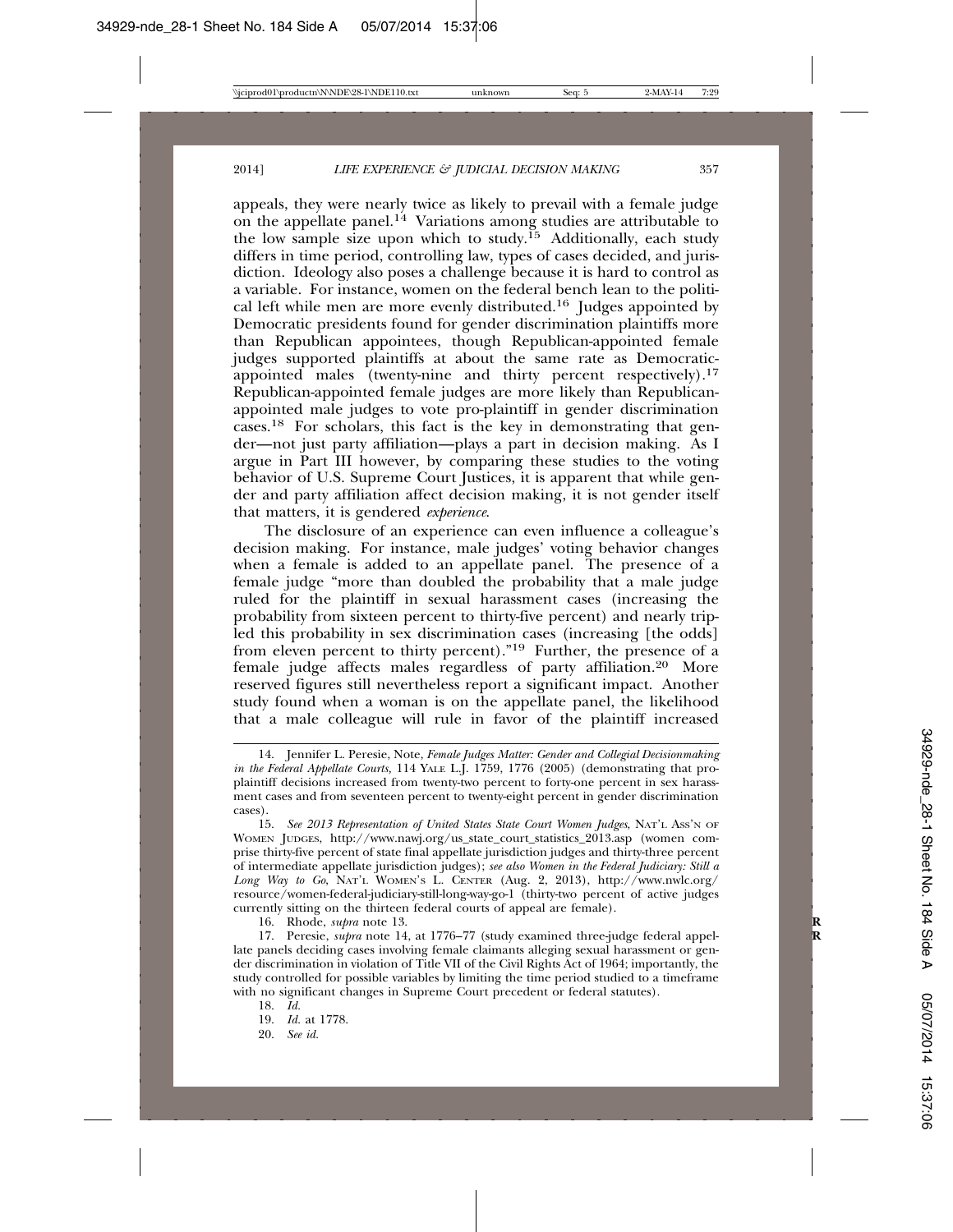appeals, they were nearly twice as likely to prevail with a female judge on the appellate panel.[14] Variations among studies are attributable to the low sample size upon which to study.[15] Additionally, each study differs in time period, controlling law, types of cases decided, and jurisdiction. Ideology also poses a challenge because it is hard to control as a variable. For instance, women on the federal bench lean to the political left while men are more evenly distributed.[16] Judges appointed by Democratic presidents found for gender discrimination plaintiffs more than Republican appointees, though Republican-appointed female judges supported plaintiffs at about the same rate as Democratic-appointed males (twenty-nine and thirty percent respectively).[17] Republican-appointed female judges are more likely than Republican-appointed male judges to vote pro-plaintiff in gender discrimination cases.[18] For scholars, this fact is the key in demonstrating that gender—not just party affiliation—plays a part in decision making. As I argue in Part III however, by comparing these studies to the voting behavior of U.S. Supreme Court Justices, it is apparent that while gender and party affiliation affect decision making, it is not gender itself that matters, it is gendered *experience*.

The disclosure of an experience can even influence a colleague's decision making. For instance, male judges' voting behavior changes when a female is added to an appellate panel. The presence of a female judge "more than doubled the probability that a male judge ruled for the plaintiff in sexual harassment cases (increasing the probability from sixteen percent to thirty-five percent) and nearly tripled this probability in sex discrimination cases (increasing [the odds] from eleven percent to thirty percent)."[19] Further, the presence of a female judge affects males regardless of party affiliation.[20] More reserved figures still nevertheless report a significant impact. Another study found when a woman is on the appellate panel, the likelihood that a male colleague will rule in favor of the plaintiff increased

---

14. Jennifer L. Peresie, Note, *Female Judges Matter: Gender and Collegial Decisionmaking in the Federal Appellate Courts*, 114 YALE L.J. 1759, 1776 (2005) (demonstrating that pro-plaintiff decisions increased from twenty-two percent to forty-one percent in sex harassment cases and from seventeen percent to twenty-eight percent in gender discrimination cases).

15. *See 2013 Representation of United States State Court Women Judges*, NAT'L ASS'N OF WOMEN JUDGES, http://www.nawj.org/us_state_court_statistics_2013.asp (women comprise thirty-five percent of state final appellate jurisdiction judges and thirty-three percent of intermediate appellate jurisdiction judges); *see also Women in the Federal Judiciary: Still a Long Way to Go*, NAT'L WOMEN'S L. CENTER (Aug. 2, 2013), http://www.nwlc.org/resource/women-federal-judiciary-still-long-way-go-1 (thirty-two percent of active judges currently sitting on the thirteen federal courts of appeal are female).

16. Rhode, *supra* note 13.

17. Peresie, *supra* note 14, at 1776–77 (study examined three-judge federal appellate panels deciding cases involving female claimants alleging sexual harassment or gender discrimination in violation of Title VII of the Civil Rights Act of 1964; importantly, the study controlled for possible variables by limiting the time period studied to a timeframe with no significant changes in Supreme Court precedent or federal statutes).

18. *Id.*

19. *Id.* at 1778.

20. *See id.*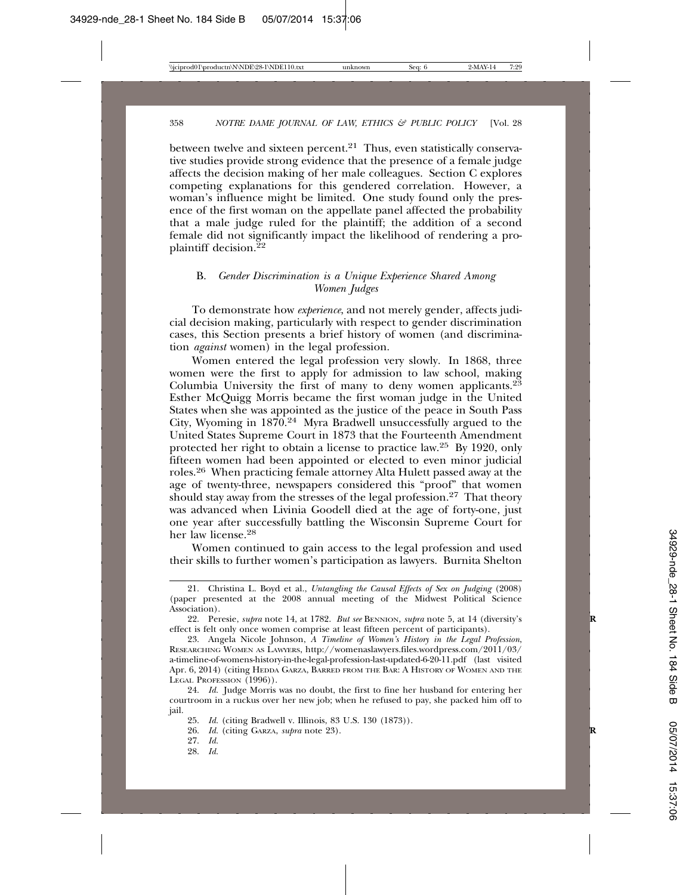between twelve and sixteen percent.[21] Thus, even statistically conservative studies provide strong evidence that the presence of a female judge affects the decision making of her male colleagues. Section C explores competing explanations for this gendered correlation. However, a woman's influence might be limited. One study found only the presence of the first woman on the appellate panel affected the probability that a male judge ruled for the plaintiff; the addition of a second female did not significantly impact the likelihood of rendering a pro-plaintiff decision.[22]

### B. *Gender Discrimination is a Unique Experience Shared Among Women Judges*

To demonstrate how *experience*, and not merely gender, affects judicial decision making, particularly with respect to gender discrimination cases, this Section presents a brief history of women (and discrimination *against* women) in the legal profession.

Women entered the legal profession very slowly. In 1868, three women were the first to apply for admission to law school, making Columbia University the first of many to deny women applicants.[23] Esther McQuigg Morris became the first woman judge in the United States when she was appointed as the justice of the peace in South Pass City, Wyoming in 1870.[24] Myra Bradwell unsuccessfully argued to the United States Supreme Court in 1873 that the Fourteenth Amendment protected her right to obtain a license to practice law.[25] By 1920, only fifteen women had been appointed or elected to even minor judicial roles.[26] When practicing female attorney Alta Hulett passed away at the age of twenty-three, newspapers considered this "proof" that women should stay away from the stresses of the legal profession.[27] That theory was advanced when Livinia Goodell died at the age of forty-one, just one year after successfully battling the Wisconsin Supreme Court for her law license.[28]

Women continued to gain access to the legal profession and used their skills to further women's participation as lawyers. Burnita Shelton

---

21. Christina L. Boyd et al., *Untangling the Causal Effects of Sex on Judging* (2008) (paper presented at the 2008 annual meeting of the Midwest Political Science Association).

22. Peresie, *supra* note 14, at 1782. *But see* BENNION, *supra* note 5, at 14 (diversity's effect is felt only once women comprise at least fifteen percent of participants).

23. Angela Nicole Johnson, *A Timeline of Women's History in the Legal Profession*, RESEARCHING WOMEN AS LAWYERS, http://womenaslawyers.files.wordpress.com/2011/03/a-timeline-of-womens-history-in-the-legal-profession-last-updated-6-20-11.pdf (last visited Apr. 6, 2014) (citing HEDDA GARZA, BARRED FROM THE BAR: A HISTORY OF WOMEN AND THE LEGAL PROFESSION (1996)).

24. *Id.* Judge Morris was no doubt, the first to fine her husband for entering her courtroom in a ruckus over her new job; when he refused to pay, she packed him off to jail.

25. *Id.* (citing Bradwell v. Illinois, 83 U.S. 130 (1873)).

26. *Id.* (citing GARZA, *supra* note 23).

27. *Id.*

28. *Id.*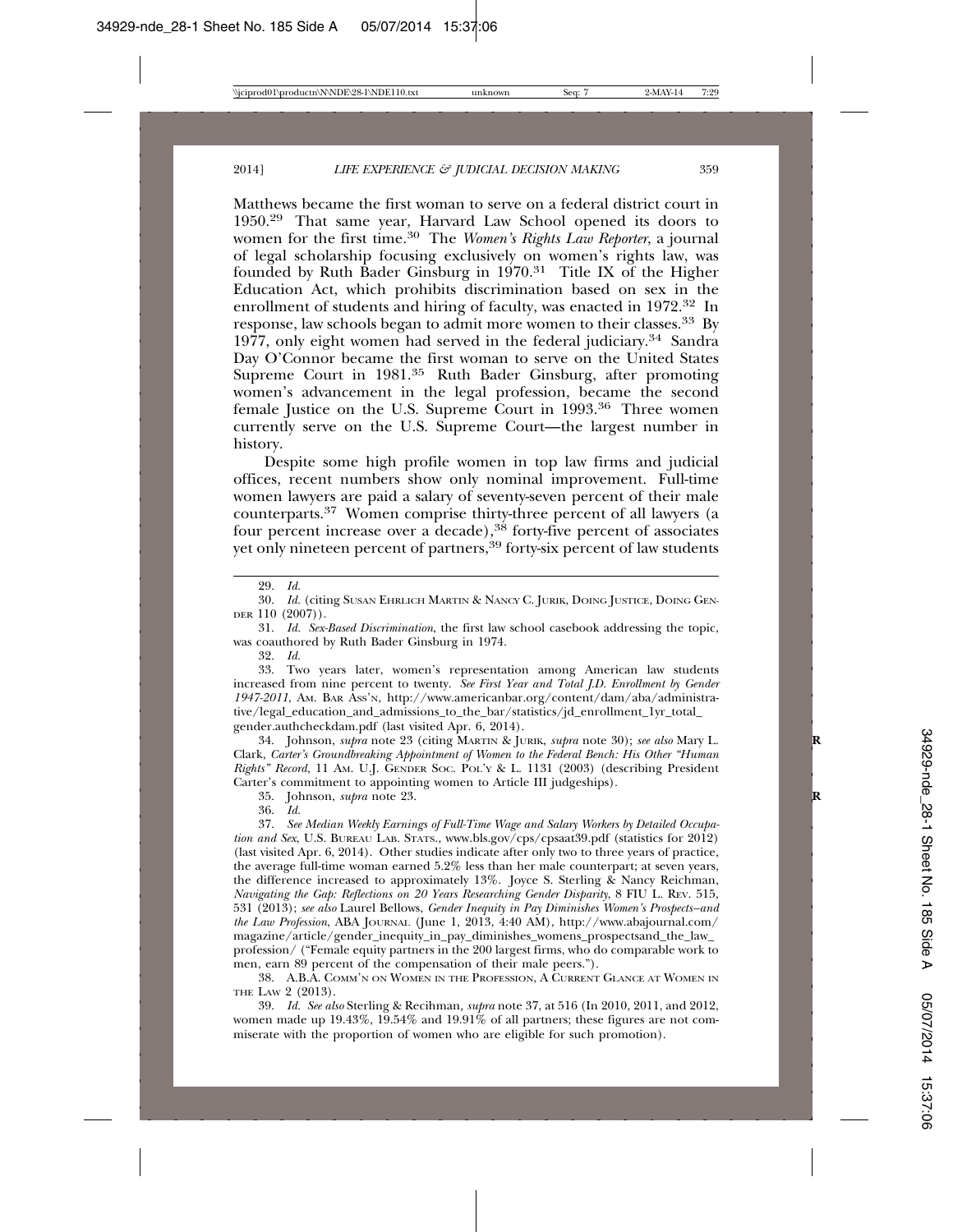Matthews became the first woman to serve on a federal district court in 1950.[29] That same year, Harvard Law School opened its doors to women for the first time.[30] The *Women's Rights Law Reporter*, a journal of legal scholarship focusing exclusively on women's rights law, was founded by Ruth Bader Ginsburg in 1970.[31] Title IX of the Higher Education Act, which prohibits discrimination based on sex in the enrollment of students and hiring of faculty, was enacted in 1972.[32] In response, law schools began to admit more women to their classes.[33] By 1977, only eight women had served in the federal judiciary.[34] Sandra Day O'Connor became the first woman to serve on the United States Supreme Court in 1981.[35] Ruth Bader Ginsburg, after promoting women's advancement in the legal profession, became the second female Justice on the U.S. Supreme Court in 1993.[36] Three women currently serve on the U.S. Supreme Court—the largest number in history.

Despite some high profile women in top law firms and judicial offices, recent numbers show only nominal improvement. Full-time women lawyers are paid a salary of seventy-seven percent of their male counterparts.[37] Women comprise thirty-three percent of all lawyers (a four percent increase over a decade),[38] forty-five percent of associates yet only nineteen percent of partners,[39] forty-six percent of law students

---

29. *Id.*

30. *Id.* (citing SUSAN EHRLICH MARTIN & NANCY C. JURIK, DOING JUSTICE, DOING GENDER 110 (2007)).

31. *Id. Sex-Based Discrimination*, the first law school casebook addressing the topic, was coauthored by Ruth Bader Ginsburg in 1974.

32. *Id.*

33. Two years later, women's representation among American law students increased from nine percent to twenty. *See First Year and Total J.D. Enrollment by Gender 1947-2011*, AM. BAR ASS'N, http://www.americanbar.org/content/dam/aba/administrative/legal_education_and_admissions_to_the_bar/statistics/jd_enrollment_1yr_total_gender.authcheckdam.pdf (last visited Apr. 6, 2014).

34. Johnson, *supra* note 23 (citing MARTIN & JURIK, *supra* note 30); *see also* Mary L. Clark, *Carter's Groundbreaking Appointment of Women to the Federal Bench: His Other "Human Rights" Record*, 11 AM. U.J. GENDER SOC. POL'Y & L. 1131 (2003) (describing President Carter's commitment to appointing women to Article III judgeships).

35. Johnson, *supra* note 23.

36. *Id.*

37. *See Median Weekly Earnings of Full-Time Wage and Salary Workers by Detailed Occupation and Sex*, U.S. BUREAU LAB. STATS., www.bls.gov/cps/cpsaat39.pdf (statistics for 2012) (last visited Apr. 6, 2014). Other studies indicate after only two to three years of practice, the average full-time woman earned 5.2% less than her male counterpart; at seven years, the difference increased to approximately 13%. Joyce S. Sterling & Nancy Reichman, *Navigating the Gap: Reflections on 20 Years Researching Gender Disparity*, 8 FIU L. REV. 515, 531 (2013); *see also* Laurel Bellows, *Gender Inequity in Pay Diminishes Women's Prospects–and the Law Profession*, ABA JOURNAL (June 1, 2013, 4:40 AM), http://www.abajournal.com/magazine/article/gender_inequity_in_pay_diminishes_womens_prospectsand_the_law_profession/ ("Female equity partners in the 200 largest firms, who do comparable work to men, earn 89 percent of the compensation of their male peers.").

38. A.B.A. COMM'N ON WOMEN IN THE PROFESSION, A CURRENT GLANCE AT WOMEN IN THE LAW 2 (2013).

39. *Id. See also* Sterling & Recihman, *supra* note 37, at 516 (In 2010, 2011, and 2012, women made up 19.43%, 19.54% and 19.91% of all partners; these figures are not commiserate with the proportion of women who are eligible for such promotion).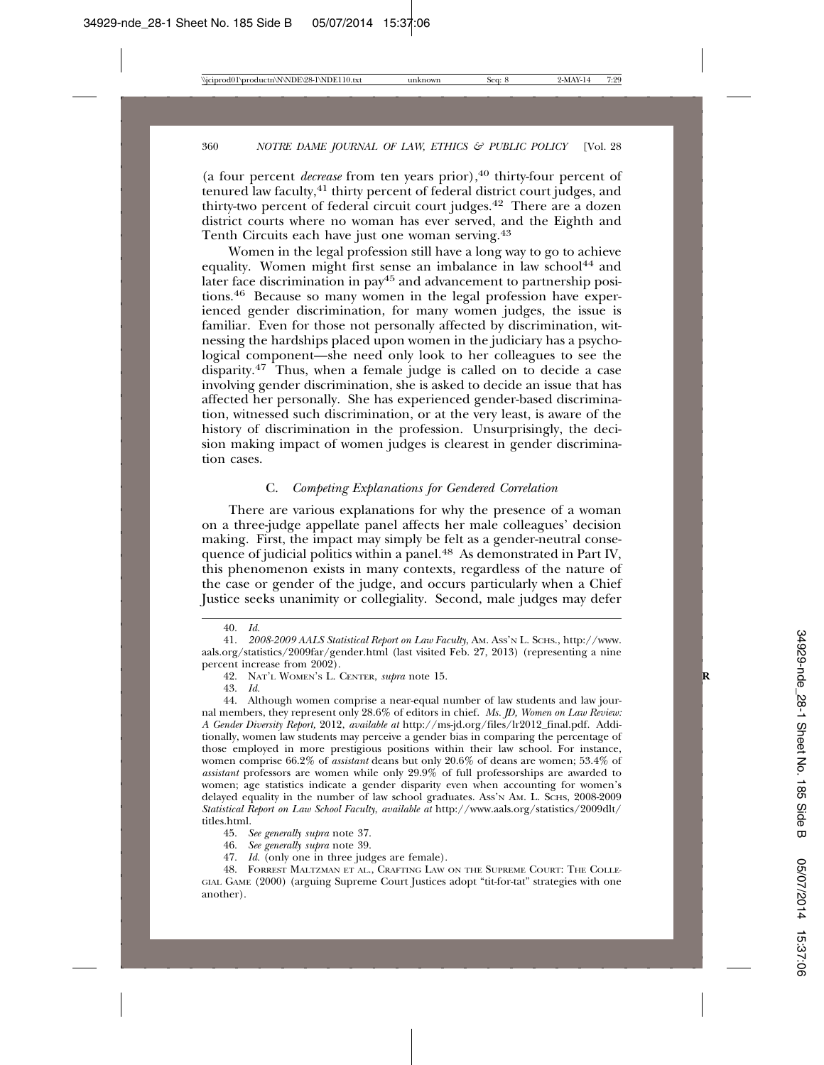(a four percent *decrease* from ten years prior),[40] thirty-four percent of tenured law faculty,[41] thirty percent of federal district court judges, and thirty-two percent of federal circuit court judges.[42] There are a dozen district courts where no woman has ever served, and the Eighth and Tenth Circuits each have just one woman serving.[43]

Women in the legal profession still have a long way to go to achieve equality. Women might first sense an imbalance in law school[44] and later face discrimination in pay[45] and advancement to partnership positions.[46] Because so many women in the legal profession have experienced gender discrimination, for many women judges, the issue is familiar. Even for those not personally affected by discrimination, witnessing the hardships placed upon women in the judiciary has a psychological component—she need only look to her colleagues to see the disparity.[47] Thus, when a female judge is called on to decide a case involving gender discrimination, she is asked to decide an issue that has affected her personally. She has experienced gender-based discrimination, witnessed such discrimination, or at the very least, is aware of the history of discrimination in the profession. Unsurprisingly, the decision making impact of women judges is clearest in gender discrimination cases.

### C. *Competing Explanations for Gendered Correlation*

There are various explanations for why the presence of a woman on a three-judge appellate panel affects her male colleagues' decision making. First, the impact may simply be felt as a gender-neutral consequence of judicial politics within a panel.[48] As demonstrated in Part IV, this phenomenon exists in many contexts, regardless of the nature of the case or gender of the judge, and occurs particularly when a Chief Justice seeks unanimity or collegiality. Second, male judges may defer

---

40. *Id.*

41. *2008-2009 AALS Statistical Report on Law Faculty*, AM. ASS'N L. SCHS., http://www.aals.org/statistics/2009far/gender.html (last visited Feb. 27, 2013) (representing a nine percent increase from 2002).

42. NAT'L WOMEN'S L. CENTER, *supra* note 15.

43. *Id.*

44. Although women comprise a near-equal number of law students and law journal members, they represent only 28.6% of editors in chief. *Ms. JD, Women on Law Review: A Gender Diversity Report,* 2012, *available at* http://ms-jd.org/files/lr2012_final.pdf. Additionally, women law students may perceive a gender bias in comparing the percentage of those employed in more prestigious positions within their law school. For instance, women comprise 66.2% of *assistant* deans but only 20.6% of deans are women; 53.4% of *assistant* professors are women while only 29.9% of full professorships are awarded to women; age statistics indicate a gender disparity even when accounting for women's delayed equality in the number of law school graduates. ASS'N AM. L. SCHS, 2008-2009 *Statistical Report on Law School Faculty, available at* http://www.aals.org/statistics/2009dlt/titles.html.

45. *See generally supra* note 37.

46. *See generally supra* note 39.

47. *Id.* (only one in three judges are female).

48. FORREST MALTZMAN ET AL., CRAFTING LAW ON THE SUPREME COURT: THE COLLEGIAL GAME (2000) (arguing Supreme Court Justices adopt "tit-for-tat" strategies with one another).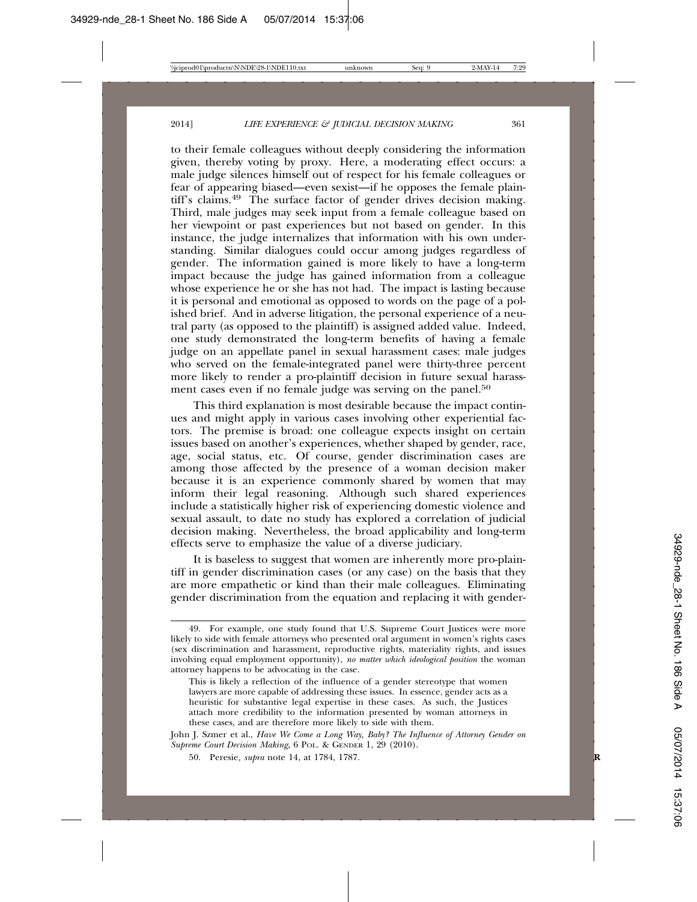to their female colleagues without deeply considering the information given, thereby voting by proxy. Here, a moderating effect occurs: a male judge silences himself out of respect for his female colleagues or fear of appearing biased—even sexist—if he opposes the female plaintiff's claims.[49] The surface factor of gender drives decision making. Third, male judges may seek input from a female colleague based on her viewpoint or past experiences but not based on gender. In this instance, the judge internalizes that information with his own understanding. Similar dialogues could occur among judges regardless of gender. The information gained is more likely to have a long-term impact because the judge has gained information from a colleague whose experience he or she has not had. The impact is lasting because it is personal and emotional as opposed to words on the page of a polished brief. And in adverse litigation, the personal experience of a neutral party (as opposed to the plaintiff) is assigned added value. Indeed, one study demonstrated the long-term benefits of having a female judge on an appellate panel in sexual harassment cases: male judges who served on the female-integrated panel were thirty-three percent more likely to render a pro-plaintiff decision in future sexual harassment cases even if no female judge was serving on the panel.[50]

This third explanation is most desirable because the impact continues and might apply in various cases involving other experiential factors. The premise is broad: one colleague expects insight on certain issues based on another's experiences, whether shaped by gender, race, age, social status, etc. Of course, gender discrimination cases are among those affected by the presence of a woman decision maker because it is an experience commonly shared by women that may inform their legal reasoning. Although such shared experiences include a statistically higher risk of experiencing domestic violence and sexual assault, to date no study has explored a correlation of judicial decision making. Nevertheless, the broad applicability and long-term effects serve to emphasize the value of a diverse judiciary.

It is baseless to suggest that women are inherently more pro-plaintiff in gender discrimination cases (or any case) on the basis that they are more empathetic or kind than their male colleagues. Eliminating gender discrimination from the equation and replacing it with gender-

---

49. For example, one study found that U.S. Supreme Court Justices were more likely to side with female attorneys who presented oral argument in women's rights cases (sex discrimination and harassment, reproductive rights, materiality rights, and issues involving equal employment opportunity), *no matter which ideological position* the woman attorney happens to be advocating in the case.

> This is likely a reflection of the influence of a gender stereotype that women lawyers are more capable of addressing these issues. In essence, gender acts as a heuristic for substantive legal expertise in these cases. As such, the Justices attach more credibility to the information presented by woman attorneys in these cases, and are therefore more likely to side with them.

John J. Szmer et al., *Have We Come a Long Way, Baby? The Influence of Attorney Gender on Supreme Court Decision Making*, 6 POL. & GENDER 1, 29 (2010).

50. Peresie*, supra* note 14, at 1784, 1787.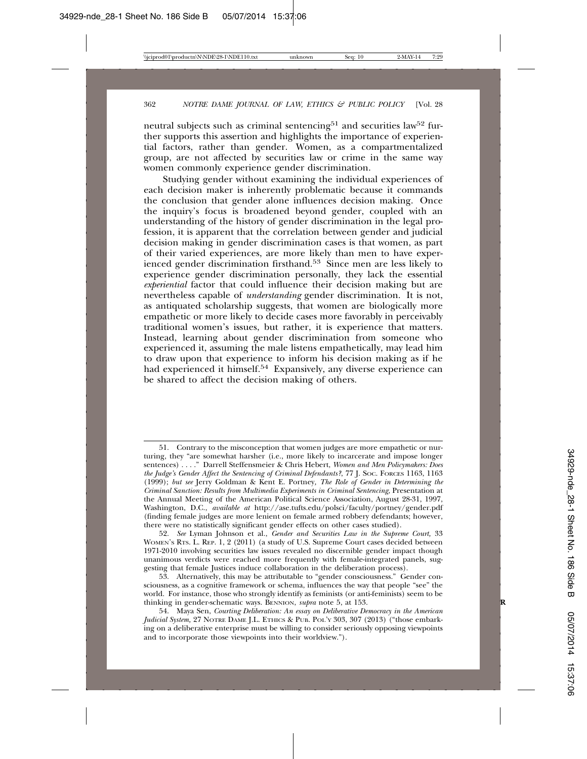neutral subjects such as criminal sentencing[51] and securities law[52] further supports this assertion and highlights the importance of experiential factors, rather than gender. Women, as a compartmentalized group, are not affected by securities law or crime in the same way women commonly experience gender discrimination.

Studying gender without examining the individual experiences of each decision maker is inherently problematic because it commands the conclusion that gender alone influences decision making. Once the inquiry's focus is broadened beyond gender, coupled with an understanding of the history of gender discrimination in the legal profession, it is apparent that the correlation between gender and judicial decision making in gender discrimination cases is that women, as part of their varied experiences, are more likely than men to have experienced gender discrimination firsthand.[53] Since men are less likely to experience gender discrimination personally, they lack the essential *experiential* factor that could influence their decision making but are nevertheless capable of *understanding* gender discrimination. It is not, as antiquated scholarship suggests, that women are biologically more empathetic or more likely to decide cases more favorably in perceivably traditional women's issues, but rather, it is experience that matters. Instead, learning about gender discrimination from someone who experienced it, assuming the male listens empathetically, may lead him to draw upon that experience to inform his decision making as if he had experienced it himself.[54] Expansively, any diverse experience can be shared to affect the decision making of others.

---

51. Contrary to the misconception that women judges are more empathetic or nurturing, they "are somewhat harsher (i.e., more likely to incarcerate and impose longer sentences) . . . ." Darrell Steffensmeier & Chris Hebert, *Women and Men Policymakers: Does the Judge's Gender Affect the Sentencing of Criminal Defendants?*, 77 J. SOC. FORCES 1163, 1163 (1999); *but see* Jerry Goldman & Kent E. Portney, *The Role of Gender in Determining the Criminal Sanction: Results from Multimedia Experiments in Criminal Sentencing*, Presentation at the Annual Meeting of the American Political Science Association, August 28-31, 1997, Washington, D.C., *available at* http://ase.tufts.edu/polsci/faculty/portney/gender.pdf (finding female judges are more lenient on female armed robbery defendants; however, there were no statistically significant gender effects on other cases studied).

52. *See* Lyman Johnson et al., *Gender and Securities Law in the Supreme Court*, 33 WOMEN'S RTS. L. REP. 1, 2 (2011) (a study of U.S. Supreme Court cases decided between 1971-2010 involving securities law issues revealed no discernible gender impact though unanimous verdicts were reached more frequently with female-integrated panels, suggesting that female Justices induce collaboration in the deliberation process).

53. Alternatively, this may be attributable to "gender consciousness." Gender consciousness, as a cognitive framework or schema, influences the way that people "see" the world. For instance, those who strongly identify as feminists (or anti-feminists) seem to be thinking in gender-schematic ways. BENNION, *supra* note 5, at 153.

54. Maya Sen, *Courting Deliberation: An essay on Deliberative Democracy in the American Judicial System*, 27 NOTRE DAME J.L. ETHICS & PUB. POL'Y 303, 307 (2013) ("those embarking on a deliberative enterprise must be willing to consider seriously opposing viewpoints and to incorporate those viewpoints into their worldview.").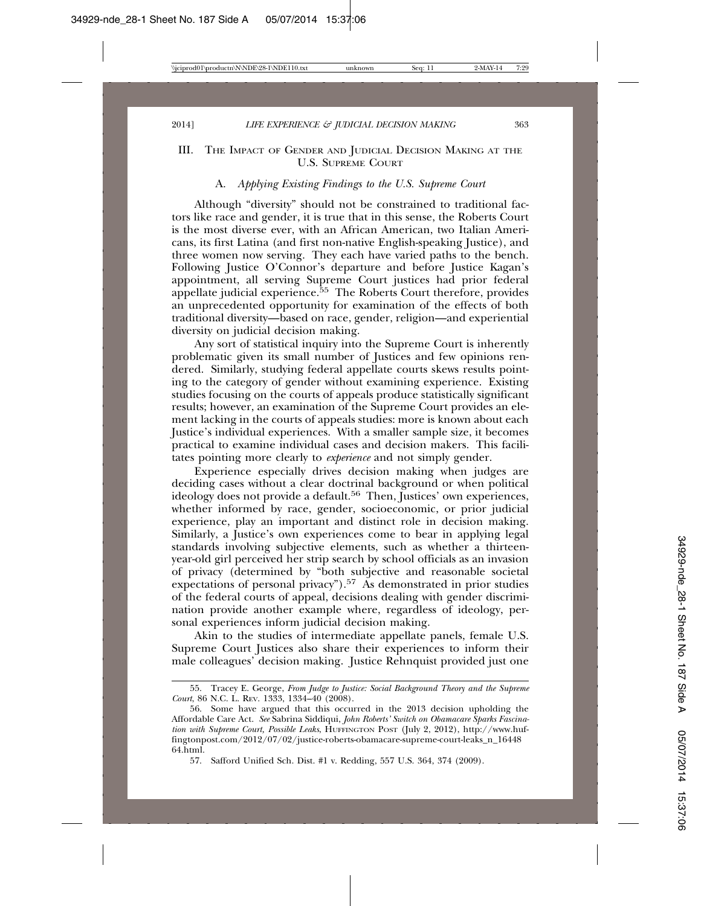## III. The Impact of Gender and Judicial Decision Making at the U.S. Supreme Court

### A. *Applying Existing Findings to the U.S. Supreme Court*

Although "diversity" should not be constrained to traditional factors like race and gender, it is true that in this sense, the Roberts Court is the most diverse ever, with an African American, two Italian Americans, its first Latina (and first non-native English-speaking Justice), and three women now serving. They each have varied paths to the bench. Following Justice O'Connor's departure and before Justice Kagan's appointment, all serving Supreme Court justices had prior federal appellate judicial experience.[55] The Roberts Court therefore, provides an unprecedented opportunity for examination of the effects of both traditional diversity—based on race, gender, religion—and experiential diversity on judicial decision making.

Any sort of statistical inquiry into the Supreme Court is inherently problematic given its small number of Justices and few opinions rendered. Similarly, studying federal appellate courts skews results pointing to the category of gender without examining experience. Existing studies focusing on the courts of appeals produce statistically significant results; however, an examination of the Supreme Court provides an element lacking in the courts of appeals studies: more is known about each Justice's individual experiences. With a smaller sample size, it becomes practical to examine individual cases and decision makers. This facilitates pointing more clearly to *experience* and not simply gender.

Experience especially drives decision making when judges are deciding cases without a clear doctrinal background or when political ideology does not provide a default.[56] Then, Justices' own experiences, whether informed by race, gender, socioeconomic, or prior judicial experience, play an important and distinct role in decision making. Similarly, a Justice's own experiences come to bear in applying legal standards involving subjective elements, such as whether a thirteen-year-old girl perceived her strip search by school officials as an invasion of privacy (determined by "both subjective and reasonable societal expectations of personal privacy").[57] As demonstrated in prior studies of the federal courts of appeal, decisions dealing with gender discrimination provide another example where, regardless of ideology, personal experiences inform judicial decision making.

Akin to the studies of intermediate appellate panels, female U.S. Supreme Court Justices also share their experiences to inform their male colleagues' decision making. Justice Rehnquist provided just one

---

55. Tracey E. George, *From Judge to Justice: Social Background Theory and the Supreme Court*, 86 N.C. L. Rev. 1333, 1334–40 (2008).

56. Some have argued that this occurred in the 2013 decision upholding the Affordable Care Act. *See* Sabrina Siddiqui, *John Roberts' Switch on Obamacare Sparks Fascination with Supreme Court, Possible Leaks*, Huffington Post (July 2, 2012), http://www.huffingtonpost.com/2012/07/02/justice-roberts-obamacare-supreme-court-leaks_n_1644864.html.

57. Safford Unified Sch. Dist. #1 v. Redding, 557 U.S. 364, 374 (2009).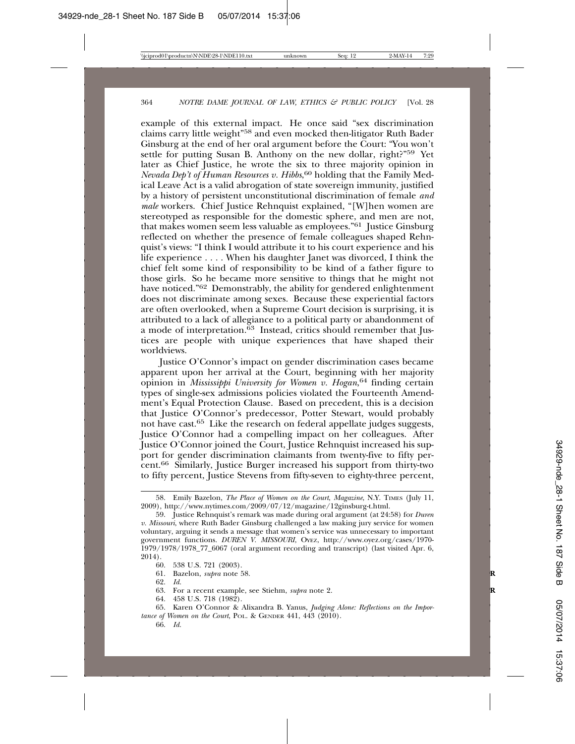example of this external impact. He once said "sex discrimination claims carry little weight"[58] and even mocked then-litigator Ruth Bader Ginsburg at the end of her oral argument before the Court: "You won't settle for putting Susan B. Anthony on the new dollar, right?"[59] Yet later as Chief Justice, he wrote the six to three majority opinion in *Nevada Dep't of Human Resources v. Hibbs*,[60] holding that the Family Medical Leave Act is a valid abrogation of state sovereign immunity, justified by a history of persistent unconstitutional discrimination of female *and male* workers. Chief Justice Rehnquist explained, "[W]hen women are stereotyped as responsible for the domestic sphere, and men are not, that makes women seem less valuable as employees."[61] Justice Ginsburg reflected on whether the presence of female colleagues shaped Rehnquist's views: "I think I would attribute it to his court experience and his life experience . . . . When his daughter Janet was divorced, I think the chief felt some kind of responsibility to be kind of a father figure to those girls. So he became more sensitive to things that he might not have noticed."[62] Demonstrably, the ability for gendered enlightenment does not discriminate among sexes. Because these experiential factors are often overlooked, when a Supreme Court decision is surprising, it is attributed to a lack of allegiance to a political party or abandonment of a mode of interpretation.[63] Instead, critics should remember that Justices are people with unique experiences that have shaped their worldviews.

Justice O'Connor's impact on gender discrimination cases became apparent upon her arrival at the Court, beginning with her majority opinion in *Mississippi University for Women v. Hogan*,[64] finding certain types of single-sex admissions policies violated the Fourteenth Amendment's Equal Protection Clause. Based on precedent, this is a decision that Justice O'Connor's predecessor, Potter Stewart, would probably not have cast.[65] Like the research on federal appellate judges suggests, Justice O'Connor had a compelling impact on her colleagues. After Justice O'Connor joined the Court, Justice Rehnquist increased his support for gender discrimination claimants from twenty-five to fifty percent.[66] Similarly, Justice Burger increased his support from thirty-two to fifty percent, Justice Stevens from fifty-seven to eighty-three percent,

---

58. Emily Bazelon, *The Place of Women on the Court*, *Magazine*, N.Y. TIMES (July 11, 2009), http://www.nytimes.com/2009/07/12/magazine/12ginsburg-t.html.

59. Justice Rehnquist's remark was made during oral argument (at 24:58) for *Duren v. Missouri*, where Ruth Bader Ginsburg challenged a law making jury service for women voluntary, arguing it sends a message that women's service was unnecessary to important government functions. *DUREN V. MISSOURI*, OYEZ, http://www.oyez.org/cases/1970-1979/1978/1978_77_6067 (oral argument recording and transcript) (last visited Apr. 6, 2014).

60. 538 U.S. 721 (2003).

61. Bazelon, *supra* note 58.

62. *Id.*

63. For a recent example, see Stiehm, *supra* note 2.

64. 458 U.S. 718 (1982).

65. Karen O'Connor & Alixandra B. Yanus, *Judging Alone: Reflections on the Importance of Women on the Court*, POL. & GENDER 441, 443 (2010).

66. *Id.*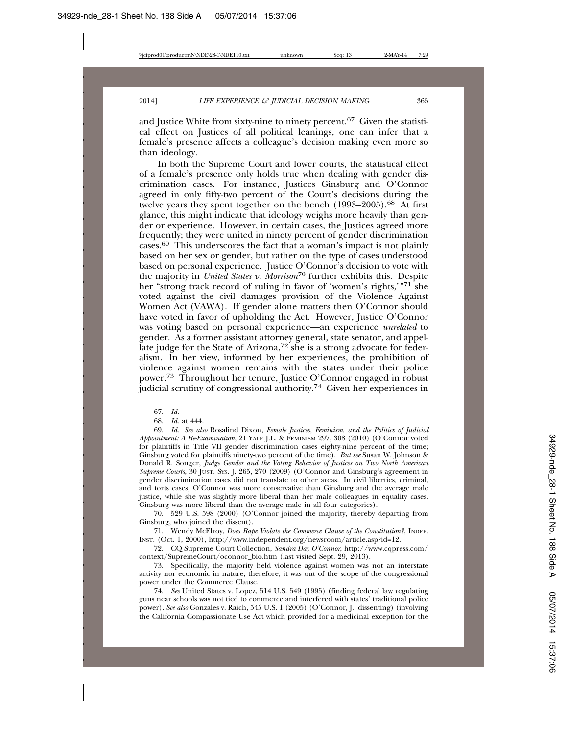and Justice White from sixty-nine to ninety percent.[67] Given the statistical effect on Justices of all political leanings, one can infer that a female's presence affects a colleague's decision making even more so than ideology.

In both the Supreme Court and lower courts, the statistical effect of a female's presence only holds true when dealing with gender discrimination cases. For instance, Justices Ginsburg and O'Connor agreed in only fifty-two percent of the Court's decisions during the twelve years they spent together on the bench (1993–2005).[68] At first glance, this might indicate that ideology weighs more heavily than gender or experience. However, in certain cases, the Justices agreed more frequently; they were united in ninety percent of gender discrimination cases.[69] This underscores the fact that a woman's impact is not plainly based on her sex or gender, but rather on the type of cases understood based on personal experience. Justice O'Connor's decision to vote with the majority in *United States v. Morrison*[70] further exhibits this. Despite her "strong track record of ruling in favor of 'women's rights,'"[71] she voted against the civil damages provision of the Violence Against Women Act (VAWA). If gender alone matters then O'Connor should have voted in favor of upholding the Act. However, Justice O'Connor was voting based on personal experience—an experience *unrelated* to gender. As a former assistant attorney general, state senator, and appellate judge for the State of Arizona,[72] she is a strong advocate for federalism. In her view, informed by her experiences, the prohibition of violence against women remains with the states under their police power.[73] Throughout her tenure, Justice O'Connor engaged in robust judicial scrutiny of congressional authority.[74] Given her experiences in

---

67. *Id.*

68. *Id.* at 444.

69. *Id.* *See also* Rosalind Dixon, *Female Justices, Feminism, and the Politics of Judicial Appointment: A Re-Examination*, 21 YALE J.L. & FEMINISM 297, 308 (2010) (O'Connor voted for plaintiffs in Title VII gender discrimination cases eighty-nine percent of the time; Ginsburg voted for plaintiffs ninety-two percent of the time). *But see* Susan W. Johnson & Donald R. Songer, *Judge Gender and the Voting Behavior of Justices on Two North American Supreme Courts*, 30 JUST. SYS. J. 265, 270 (2009) (O'Connor and Ginsburg's agreement in gender discrimination cases did not translate to other areas. In civil liberties, criminal, and torts cases, O'Connor was more conservative than Ginsburg and the average male justice, while she was slightly more liberal than her male colleagues in equality cases. Ginsburg was more liberal than the average male in all four categories).

70. 529 U.S. 598 (2000) (O'Connor joined the majority, thereby departing from Ginsburg, who joined the dissent).

71. Wendy McElroy, *Does Rape Violate the Commerce Clause of the Constitution?*, INDEP. INST. (Oct. 1, 2000), http://www.independent.org/newsroom/article.asp?id=12.

72. CQ Supreme Court Collection, *Sandra Day O'Connor*, http://www.cqpress.com/context/SupremeCourt/oconnor_bio.htm (last visited Sept. 29, 2013).

73. Specifically, the majority held violence against women was not an interstate activity nor economic in nature; therefore, it was out of the scope of the congressional power under the Commerce Clause.

74. *See* United States v. Lopez, 514 U.S. 549 (1995) (finding federal law regulating guns near schools was not tied to commerce and interfered with states' traditional police power). *See also* Gonzales v. Raich, 545 U.S. 1 (2005) (O'Connor, J., dissenting) (involving the California Compassionate Use Act which provided for a medicinal exception for the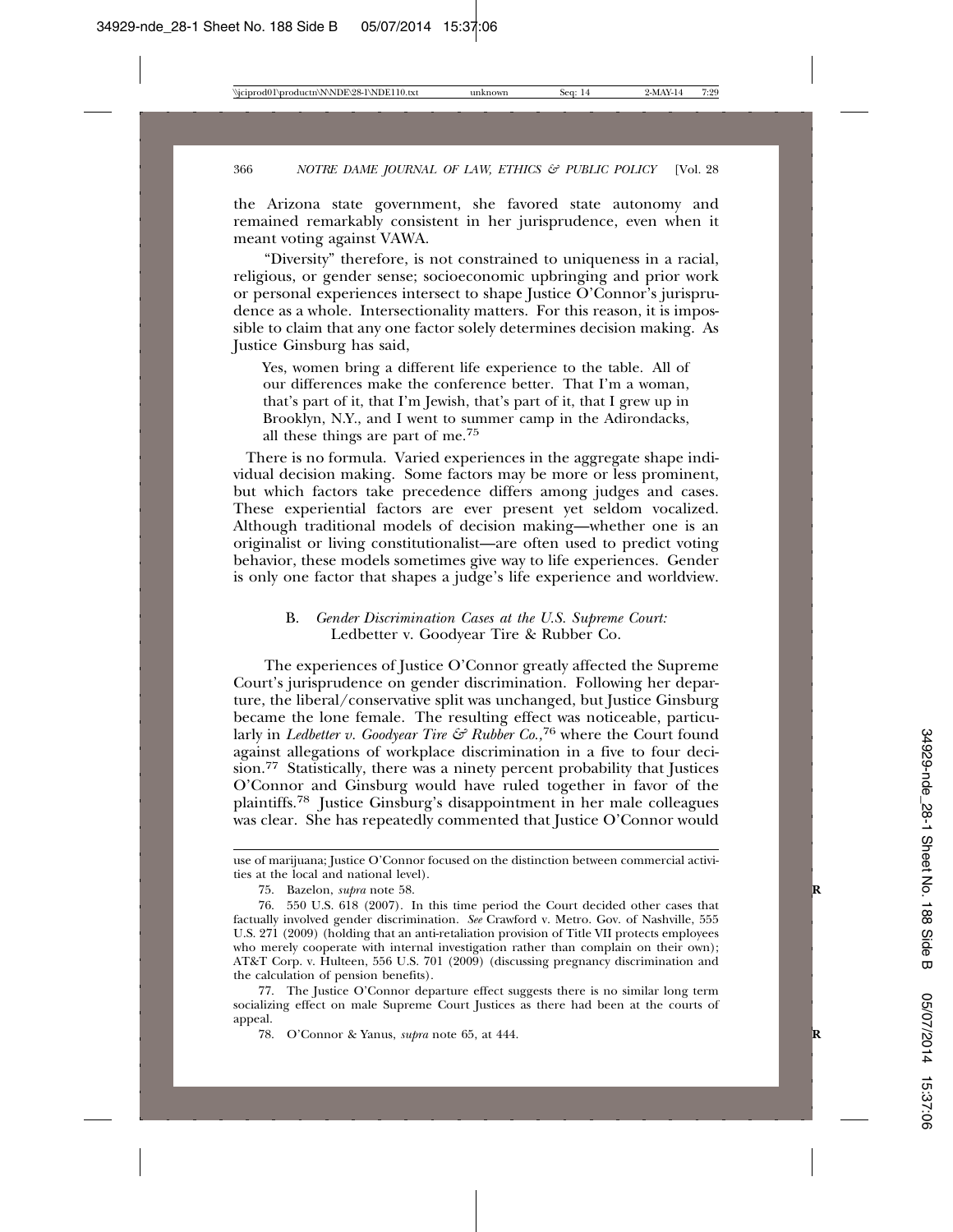the Arizona state government, she favored state autonomy and remained remarkably consistent in her jurisprudence, even when it meant voting against VAWA.

"Diversity" therefore, is not constrained to uniqueness in a racial, religious, or gender sense; socioeconomic upbringing and prior work or personal experiences intersect to shape Justice O'Connor's jurisprudence as a whole. Intersectionality matters. For this reason, it is impossible to claim that any one factor solely determines decision making. As Justice Ginsburg has said,

> Yes, women bring a different life experience to the table. All of our differences make the conference better. That I'm a woman, that's part of it, that I'm Jewish, that's part of it, that I grew up in Brooklyn, N.Y., and I went to summer camp in the Adirondacks, all these things are part of me.[75]

There is no formula. Varied experiences in the aggregate shape individual decision making. Some factors may be more or less prominent, but which factors take precedence differs among judges and cases. These experiential factors are ever present yet seldom vocalized. Although traditional models of decision making—whether one is an originalist or living constitutionalist—are often used to predict voting behavior, these models sometimes give way to life experiences. Gender is only one factor that shapes a judge's life experience and worldview.

### B. *Gender Discrimination Cases at the U.S. Supreme Court:* Ledbetter v. Goodyear Tire & Rubber Co.

The experiences of Justice O'Connor greatly affected the Supreme Court's jurisprudence on gender discrimination. Following her departure, the liberal/conservative split was unchanged, but Justice Ginsburg became the lone female. The resulting effect was noticeable, particularly in *Ledbetter v. Goodyear Tire & Rubber Co.*,[76] where the Court found against allegations of workplace discrimination in a five to four decision.[77] Statistically, there was a ninety percent probability that Justices O'Connor and Ginsburg would have ruled together in favor of the plaintiffs.[78] Justice Ginsburg's disappointment in her male colleagues was clear. She has repeatedly commented that Justice O'Connor would

---

use of marijuana; Justice O'Connor focused on the distinction between commercial activities at the local and national level).

75. Bazelon, *supra* note 58.

76. 550 U.S. 618 (2007). In this time period the Court decided other cases that factually involved gender discrimination. *See* Crawford v. Metro. Gov. of Nashville, 555 U.S. 271 (2009) (holding that an anti-retaliation provision of Title VII protects employees who merely cooperate with internal investigation rather than complain on their own); AT&T Corp. v. Hulteen, 556 U.S. 701 (2009) (discussing pregnancy discrimination and the calculation of pension benefits).

77. The Justice O'Connor departure effect suggests there is no similar long term socializing effect on male Supreme Court Justices as there had been at the courts of appeal.

78. O'Connor & Yanus, *supra* note 65, at 444.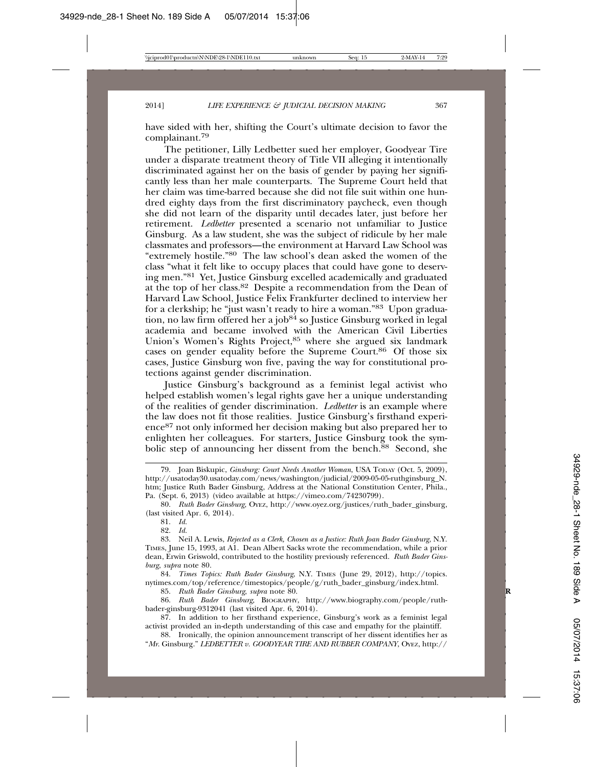have sided with her, shifting the Court's ultimate decision to favor the complainant.[79]

The petitioner, Lilly Ledbetter sued her employer, Goodyear Tire under a disparate treatment theory of Title VII alleging it intentionally discriminated against her on the basis of gender by paying her significantly less than her male counterparts. The Supreme Court held that her claim was time-barred because she did not file suit within one hundred eighty days from the first discriminatory paycheck, even though she did not learn of the disparity until decades later, just before her retirement. *Ledbetter* presented a scenario not unfamiliar to Justice Ginsburg. As a law student, she was the subject of ridicule by her male classmates and professors—the environment at Harvard Law School was "extremely hostile."[80] The law school's dean asked the women of the class "what it felt like to occupy places that could have gone to deserving men."[81] Yet, Justice Ginsburg excelled academically and graduated at the top of her class.[82] Despite a recommendation from the Dean of Harvard Law School, Justice Felix Frankfurter declined to interview her for a clerkship; he "just wasn't ready to hire a woman."[83] Upon graduation, no law firm offered her a job[84] so Justice Ginsburg worked in legal academia and became involved with the American Civil Liberties Union's Women's Rights Project,[85] where she argued six landmark cases on gender equality before the Supreme Court.[86] Of those six cases, Justice Ginsburg won five, paving the way for constitutional protections against gender discrimination.

Justice Ginsburg's background as a feminist legal activist who helped establish women's legal rights gave her a unique understanding of the realities of gender discrimination. *Ledbetter* is an example where the law does not fit those realities. Justice Ginsburg's firsthand experience[87] not only informed her decision making but also prepared her to enlighten her colleagues. For starters, Justice Ginsburg took the symbolic step of announcing her dissent from the bench.[88] Second, she

---

79. Joan Biskupic, *Ginsburg: Court Needs Another Woman*, USA TODAY (Oct. 5, 2009), http://usatoday30.usatoday.com/news/washington/judicial/2009-05-05-ruthginsburg_N.htm; Justice Ruth Bader Ginsburg, Address at the National Constitution Center, Phila., Pa. (Sept. 6, 2013) (video available at https://vimeo.com/74230799).

80. *Ruth Bader Ginsburg*, OYEZ, http://www.oyez.org/justices/ruth_bader_ginsburg, (last visited Apr. 6, 2014).

81. *Id.*

82. *Id.*

83. Neil A. Lewis, *Rejected as a Clerk, Chosen as a Justice: Ruth Joan Bader Ginsburg*, N.Y. TIMES, June 15, 1993, at A1. Dean Albert Sacks wrote the recommendation, while a prior dean, Erwin Griswold, contributed to the hostility previously referenced. *Ruth Bader Ginsburg*, *supra* note 80.

84. *Times Topics: Ruth Bader Ginsburg*, N.Y. TIMES (June 29, 2012), http://topics.nytimes.com/top/reference/timestopics/people/g/ruth_bader_ginsburg/index.html.

85. *Ruth Bader Ginsburg*, *supra* note 80.

86. *Ruth Bader Ginsburg*, BIOGRAPHY, http://www.biography.com/people/ruth-bader-ginsburg-9312041 (last visited Apr. 6, 2014).

87. In addition to her firsthand experience, Ginsburg's work as a feminist legal activist provided an in-depth understanding of this case and empathy for the plaintiff.

88. Ironically, the opinion announcement transcript of her dissent identifies her as "*Mr.* Ginsburg." *LEDBETTER v. GOODYEAR TIRE AND RUBBER COMPANY*, OYEZ, http://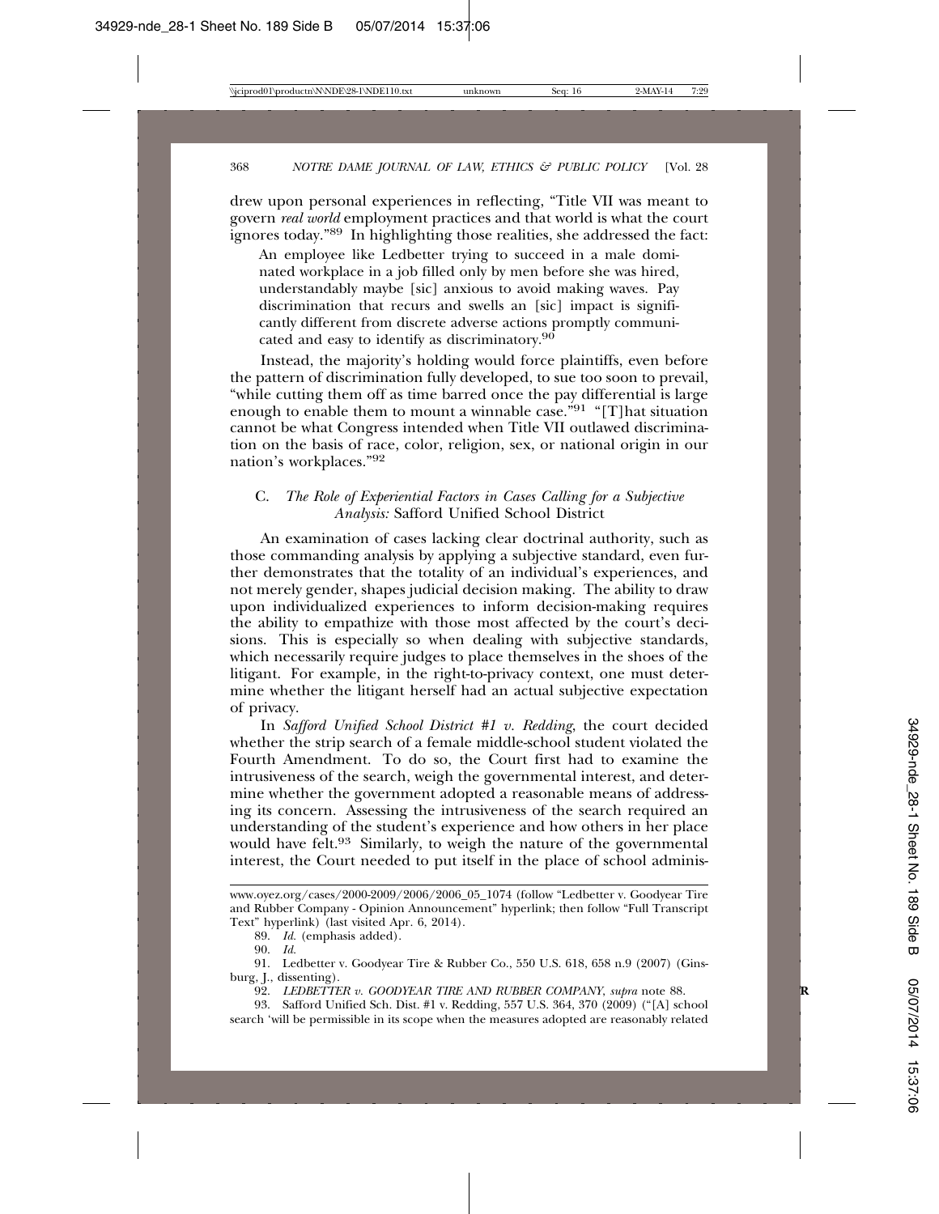drew upon personal experiences in reflecting, "Title VII was meant to govern *real world* employment practices and that world is what the court ignores today."[89] In highlighting those realities, she addressed the fact:

> An employee like Ledbetter trying to succeed in a male dominated workplace in a job filled only by men before she was hired, understandably maybe [sic] anxious to avoid making waves. Pay discrimination that recurs and swells an [sic] impact is significantly different from discrete adverse actions promptly communicated and easy to identify as discriminatory.[90]

Instead, the majority's holding would force plaintiffs, even before the pattern of discrimination fully developed, to sue too soon to prevail, "while cutting them off as time barred once the pay differential is large enough to enable them to mount a winnable case."[91] "[T]hat situation cannot be what Congress intended when Title VII outlawed discrimination on the basis of race, color, religion, sex, or national origin in our nation's workplaces."[92]

### C. *The Role of Experiential Factors in Cases Calling for a Subjective Analysis:* Safford Unified School District

An examination of cases lacking clear doctrinal authority, such as those commanding analysis by applying a subjective standard, even further demonstrates that the totality of an individual's experiences, and not merely gender, shapes judicial decision making. The ability to draw upon individualized experiences to inform decision-making requires the ability to empathize with those most affected by the court's decisions. This is especially so when dealing with subjective standards, which necessarily require judges to place themselves in the shoes of the litigant. For example, in the right-to-privacy context, one must determine whether the litigant herself had an actual subjective expectation of privacy.

In *Safford Unified School District #1 v. Redding*, the court decided whether the strip search of a female middle-school student violated the Fourth Amendment. To do so, the Court first had to examine the intrusiveness of the search, weigh the governmental interest, and determine whether the government adopted a reasonable means of addressing its concern. Assessing the intrusiveness of the search required an understanding of the student's experience and how others in her place would have felt.[93] Similarly, to weigh the nature of the governmental interest, the Court needed to put itself in the place of school adminis-

---

www.oyez.org/cases/2000-2009/2006/2006_05_1074 (follow "Ledbetter v. Goodyear Tire and Rubber Company - Opinion Announcement" hyperlink; then follow "Full Transcript Text" hyperlink) (last visited Apr. 6, 2014).

89. *Id.* (emphasis added).

90. *Id.*

91. Ledbetter v. Goodyear Tire & Rubber Co., 550 U.S. 618, 658 n.9 (2007) (Ginsburg, J., dissenting).

92. *LEDBETTER v. GOODYEAR TIRE AND RUBBER COMPANY*, *supra* note 88.

93. Safford Unified Sch. Dist. #1 v. Redding, 557 U.S. 364, 370 (2009) ("[A] school search 'will be permissible in its scope when the measures adopted are reasonably related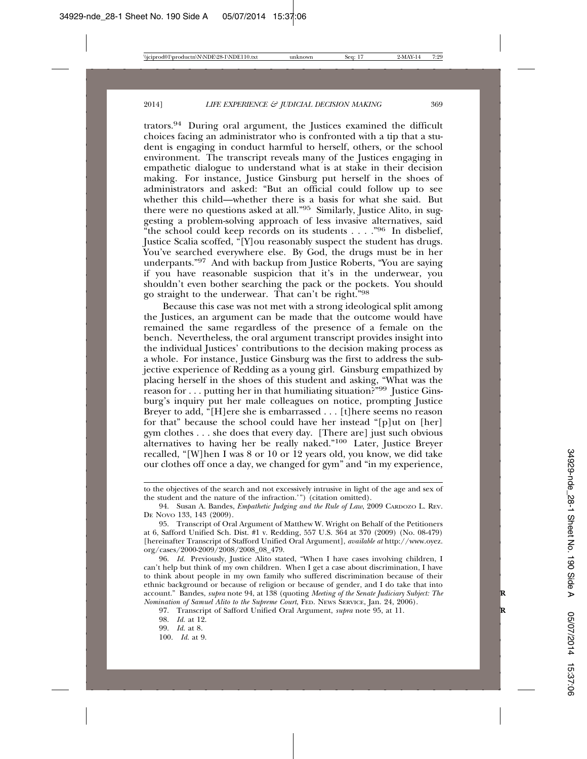trators.[94] During oral argument, the Justices examined the difficult choices facing an administrator who is confronted with a tip that a student is engaging in conduct harmful to herself, others, or the school environment. The transcript reveals many of the Justices engaging in empathetic dialogue to understand what is at stake in their decision making. For instance, Justice Ginsburg put herself in the shoes of administrators and asked: "But an official could follow up to see whether this child—whether there is a basis for what she said. But there were no questions asked at all."[95] Similarly, Justice Alito, in suggesting a problem-solving approach of less invasive alternatives, said "the school could keep records on its students . . . ."[96] In disbelief, Justice Scalia scoffed, "[Y]ou reasonably suspect the student has drugs. You've searched everywhere else. By God, the drugs must be in her underpants."[97] And with backup from Justice Roberts, "You are saying if you have reasonable suspicion that it's in the underwear, you shouldn't even bother searching the pack or the pockets. You should go straight to the underwear. That can't be right."[98]

Because this case was not met with a strong ideological split among the Justices, an argument can be made that the outcome would have remained the same regardless of the presence of a female on the bench. Nevertheless, the oral argument transcript provides insight into the individual Justices' contributions to the decision making process as a whole. For instance, Justice Ginsburg was the first to address the subjective experience of Redding as a young girl. Ginsburg empathized by placing herself in the shoes of this student and asking, "What was the reason for . . . putting her in that humiliating situation?"[99] Justice Ginsburg's inquiry put her male colleagues on notice, prompting Justice Breyer to add, "[H]ere she is embarrassed . . . [t]here seems no reason for that" because the school could have her instead "[p]ut on [her] gym clothes . . . she does that every day. [There are] just such obvious alternatives to having her be really naked."[100] Later, Justice Breyer recalled, "[W]hen I was 8 or 10 or 12 years old, you know, we did take our clothes off once a day, we changed for gym" and "in my experience,

---

to the objectives of the search and not excessively intrusive in light of the age and sex of the student and the nature of the infraction.'") (citation omitted).

94. Susan A. Bandes, *Empathetic Judging and the Rule of Law*, 2009 CARDOZO L. REV. DE NOVO 133, 143 (2009).

95. Transcript of Oral Argument of Matthew W. Wright on Behalf of the Petitioners at 6, Safford Unified Sch. Dist. #1 v. Redding, 557 U.S. 364 at 370 (2009) (No. 08-479) [hereinafter Transcript of Stafford Unified Oral Argument], *available at* http://www.oyez.org/cases/2000-2009/2008/2008_08_479.

96. *Id.* Previously, Justice Alito stated, "When I have cases involving children, I can't help but think of my own children. When I get a case about discrimination, I have to think about people in my own family who suffered discrimination because of their ethnic background or because of religion or because of gender, and I do take that into account." Bandes, *supra* note 94, at 138 (quoting *Meeting of the Senate Judiciary Subject: The Nomination of Samuel Alito to the Supreme Court*, FED. NEWS SERVICE, Jan. 24, 2006).

97. Transcript of Safford Unified Oral Argument, *supra* note 95, at 11.

98. *Id.* at 12.

99. *Id.* at 8.

100. *Id.* at 9.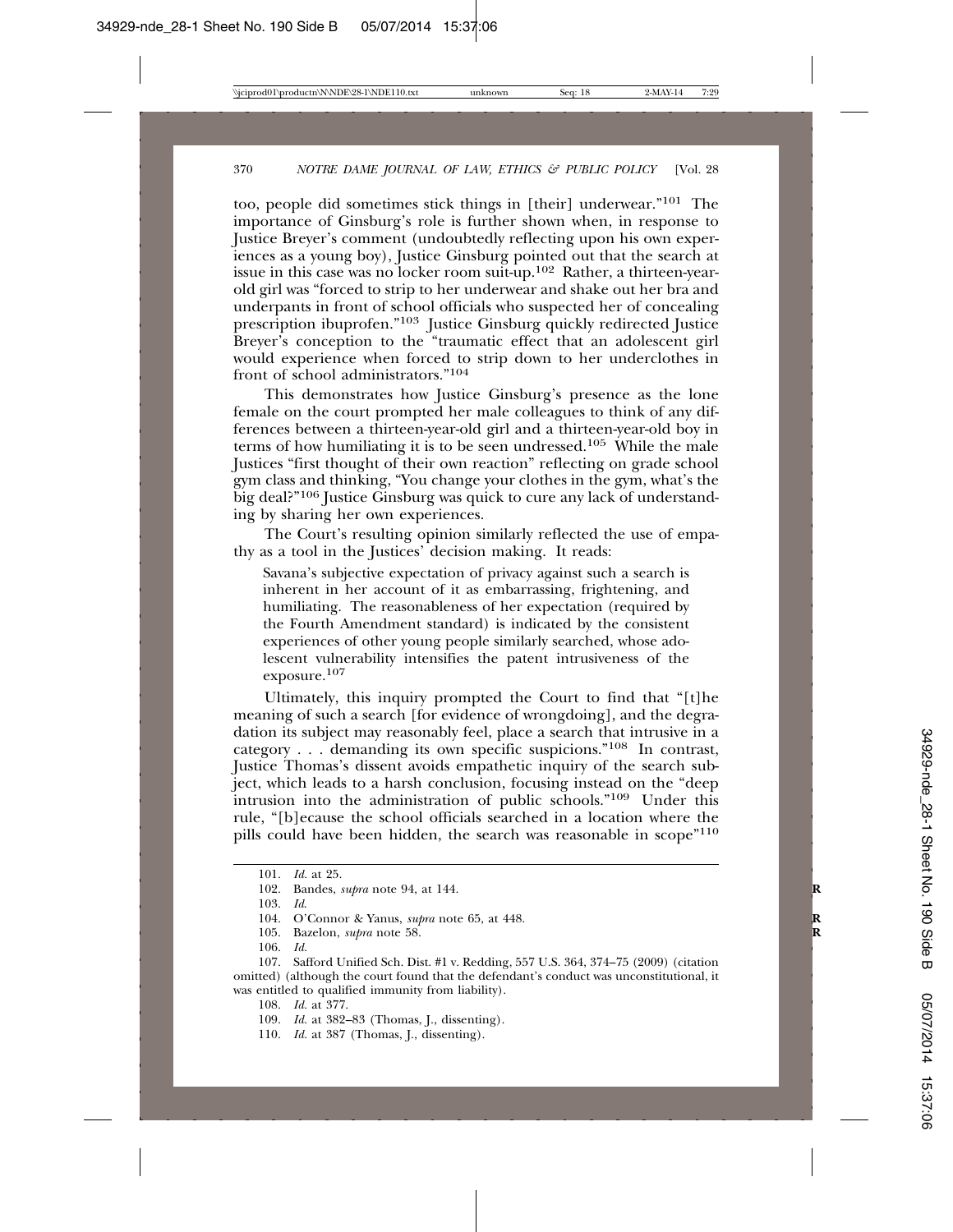too, people did sometimes stick things in [their] underwear."[101] The importance of Ginsburg's role is further shown when, in response to Justice Breyer's comment (undoubtedly reflecting upon his own experiences as a young boy), Justice Ginsburg pointed out that the search at issue in this case was no locker room suit-up.[102] Rather, a thirteen-year-old girl was "forced to strip to her underwear and shake out her bra and underpants in front of school officials who suspected her of concealing prescription ibuprofen."[103] Justice Ginsburg quickly redirected Justice Breyer's conception to the "traumatic effect that an adolescent girl would experience when forced to strip down to her underclothes in front of school administrators."[104]

This demonstrates how Justice Ginsburg's presence as the lone female on the court prompted her male colleagues to think of any differences between a thirteen-year-old girl and a thirteen-year-old boy in terms of how humiliating it is to be seen undressed.[105] While the male Justices "first thought of their own reaction" reflecting on grade school gym class and thinking, "You change your clothes in the gym, what's the big deal?"[106] Justice Ginsburg was quick to cure any lack of understanding by sharing her own experiences.

The Court's resulting opinion similarly reflected the use of empathy as a tool in the Justices' decision making. It reads:

> Savana's subjective expectation of privacy against such a search is inherent in her account of it as embarrassing, frightening, and humiliating. The reasonableness of her expectation (required by the Fourth Amendment standard) is indicated by the consistent experiences of other young people similarly searched, whose adolescent vulnerability intensifies the patent intrusiveness of the exposure.[107]

Ultimately, this inquiry prompted the Court to find that "[t]he meaning of such a search [for evidence of wrongdoing], and the degradation its subject may reasonably feel, place a search that intrusive in a category . . . demanding its own specific suspicions."[108] In contrast, Justice Thomas's dissent avoids empathetic inquiry of the search subject, which leads to a harsh conclusion, focusing instead on the "deep intrusion into the administration of public schools."[109] Under this rule, "[b]ecause the school officials searched in a location where the pills could have been hidden, the search was reasonable in scope"[110]

---

101. *Id.* at 25.
102. Bandes, *supra* note 94, at 144.
103. *Id.*
104. O'Connor & Yanus, *supra* note 65, at 448.
105. Bazelon, *supra* note 58.
106. *Id.*
107. Safford Unified Sch. Dist. #1 v. Redding, 557 U.S. 364, 374–75 (2009) (citation omitted) (although the court found that the defendant's conduct was unconstitutional, it was entitled to qualified immunity from liability).
108. *Id.* at 377.
109. *Id.* at 382–83 (Thomas, J., dissenting).
110. *Id.* at 387 (Thomas, J., dissenting).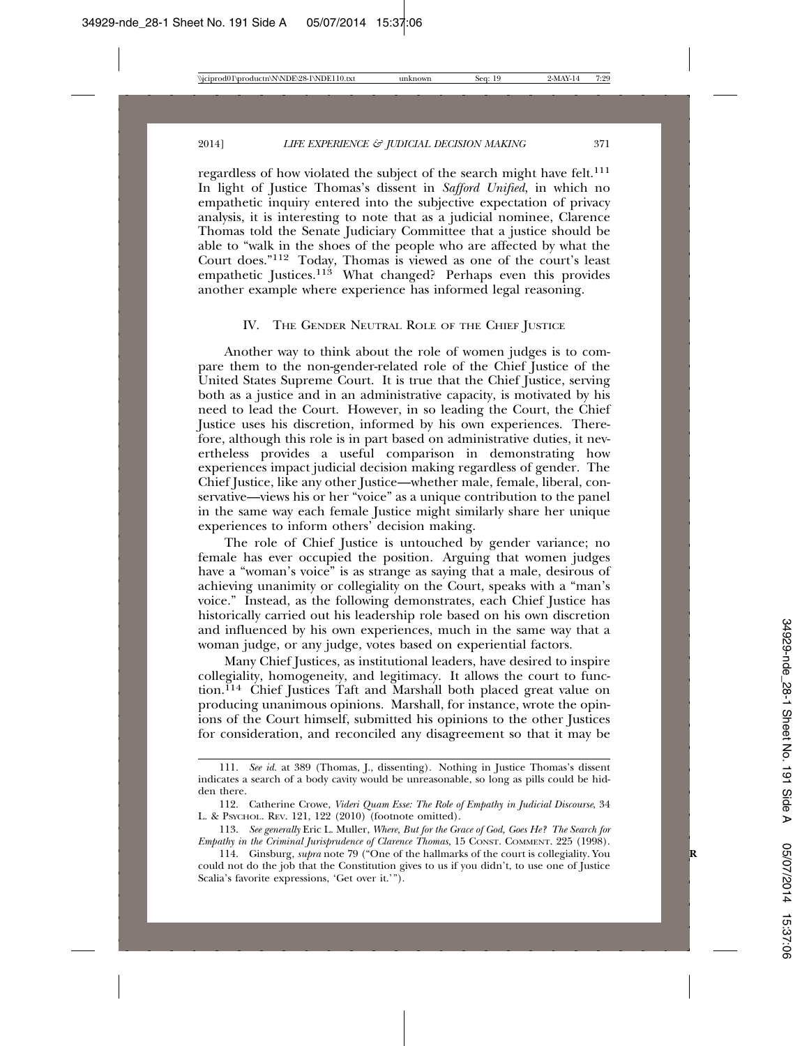regardless of how violated the subject of the search might have felt.[111] In light of Justice Thomas's dissent in *Safford Unified*, in which no empathetic inquiry entered into the subjective expectation of privacy analysis, it is interesting to note that as a judicial nominee, Clarence Thomas told the Senate Judiciary Committee that a justice should be able to "walk in the shoes of the people who are affected by what the Court does."[112] Today, Thomas is viewed as one of the court's least empathetic Justices.[113] What changed? Perhaps even this provides another example where experience has informed legal reasoning.

## IV. The Gender Neutral Role of the Chief Justice

Another way to think about the role of women judges is to compare them to the non-gender-related role of the Chief Justice of the United States Supreme Court. It is true that the Chief Justice, serving both as a justice and in an administrative capacity, is motivated by his need to lead the Court. However, in so leading the Court, the Chief Justice uses his discretion, informed by his own experiences. Therefore, although this role is in part based on administrative duties, it nevertheless provides a useful comparison in demonstrating how experiences impact judicial decision making regardless of gender. The Chief Justice, like any other Justice—whether male, female, liberal, conservative—views his or her "voice" as a unique contribution to the panel in the same way each female Justice might similarly share her unique experiences to inform others' decision making.

The role of Chief Justice is untouched by gender variance; no female has ever occupied the position. Arguing that women judges have a "woman's voice" is as strange as saying that a male, desirous of achieving unanimity or collegiality on the Court, speaks with a "man's voice." Instead, as the following demonstrates, each Chief Justice has historically carried out his leadership role based on his own discretion and influenced by his own experiences, much in the same way that a woman judge, or any judge, votes based on experiential factors.

Many Chief Justices, as institutional leaders, have desired to inspire collegiality, homogeneity, and legitimacy. It allows the court to function.[114] Chief Justices Taft and Marshall both placed great value on producing unanimous opinions. Marshall, for instance, wrote the opinions of the Court himself, submitted his opinions to the other Justices for consideration, and reconciled any disagreement so that it may be

---

111. *See id.* at 389 (Thomas, J., dissenting). Nothing in Justice Thomas's dissent indicates a search of a body cavity would be unreasonable, so long as pills could be hidden there.

112. Catherine Crowe, *Videri Quam Esse: The Role of Empathy in Judicial Discourse*, 34 L. & Psychol. Rev. 121, 122 (2010) (footnote omitted).

113. *See generally* Eric L. Muller, *Where, But for the Grace of God, Goes He? The Search for Empathy in the Criminal Jurisprudence of Clarence Thomas*, 15 Const. Comment. 225 (1998).

114. Ginsburg, *supra* note 79 ("One of the hallmarks of the court is collegiality. You could not do the job that the Constitution gives to us if you didn't, to use one of Justice Scalia's favorite expressions, 'Get over it.'").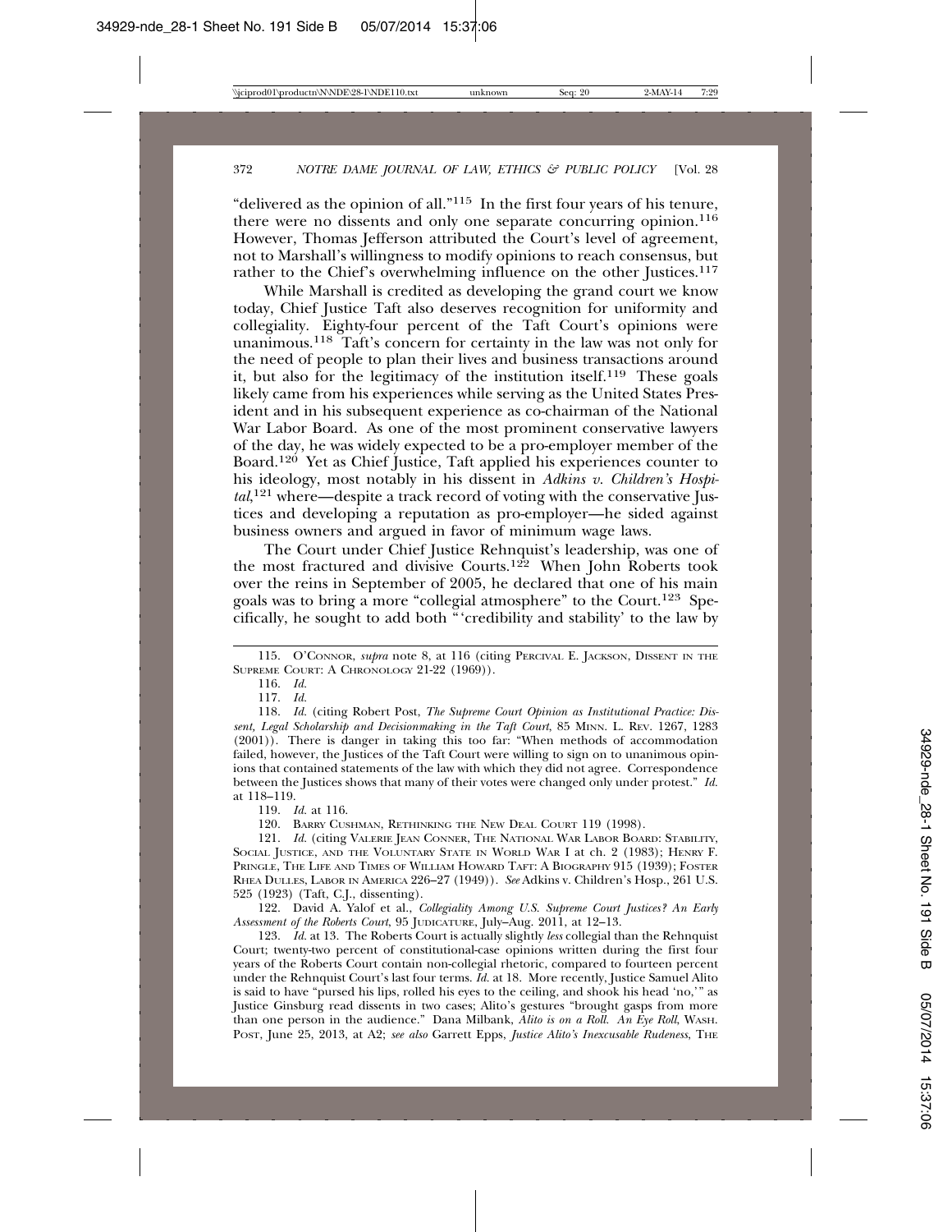"delivered as the opinion of all."[115] In the first four years of his tenure, there were no dissents and only one separate concurring opinion.[116] However, Thomas Jefferson attributed the Court's level of agreement, not to Marshall's willingness to modify opinions to reach consensus, but rather to the Chief's overwhelming influence on the other Justices.[117]

While Marshall is credited as developing the grand court we know today, Chief Justice Taft also deserves recognition for uniformity and collegiality. Eighty-four percent of the Taft Court's opinions were unanimous.[118] Taft's concern for certainty in the law was not only for the need of people to plan their lives and business transactions around it, but also for the legitimacy of the institution itself.[119] These goals likely came from his experiences while serving as the United States President and in his subsequent experience as co-chairman of the National War Labor Board. As one of the most prominent conservative lawyers of the day, he was widely expected to be a pro-employer member of the Board.[120] Yet as Chief Justice, Taft applied his experiences counter to his ideology, most notably in his dissent in *Adkins v. Children's Hospital*,[121] where—despite a track record of voting with the conservative Justices and developing a reputation as pro-employer—he sided against business owners and argued in favor of minimum wage laws.

The Court under Chief Justice Rehnquist's leadership, was one of the most fractured and divisive Courts.[122] When John Roberts took over the reins in September of 2005, he declared that one of his main goals was to bring a more "collegial atmosphere" to the Court.[123] Specifically, he sought to add both "'credibility and stability' to the law by

---

115. O'Connor, *supra* note 8, at 116 (citing Percival E. Jackson, Dissent in the Supreme Court: A Chronology 21-22 (1969)).

116. *Id.*

117. *Id.*

118. *Id.* (citing Robert Post, *The Supreme Court Opinion as Institutional Practice: Dissent, Legal Scholarship and Decisionmaking in the Taft Court*, 85 Minn. L. Rev. 1267, 1283 (2001)). There is danger in taking this too far: "When methods of accommodation failed, however, the Justices of the Taft Court were willing to sign on to unanimous opinions that contained statements of the law with which they did not agree. Correspondence between the Justices shows that many of their votes were changed only under protest." *Id.* at 118–119.

119. *Id.* at 116.

120. Barry Cushman, Rethinking the New Deal Court 119 (1998).

121. *Id.* (citing Valerie Jean Conner, The National War Labor Board: Stability, Social Justice, and the Voluntary State in World War I at ch. 2 (1983); Henry F. Pringle, The Life and Times of William Howard Taft: A Biography 915 (1939); Foster Rhea Dulles, Labor in America 226–27 (1949)). *See* Adkins v. Children's Hosp., 261 U.S. 525 (1923) (Taft, C.J., dissenting).

122. David A. Yalof et al., *Collegiality Among U.S. Supreme Court Justices? An Early Assessment of the Roberts Court*, 95 Judicature, July–Aug. 2011, at 12–13.

123. *Id.* at 13. The Roberts Court is actually slightly *less* collegial than the Rehnquist Court; twenty-two percent of constitutional-case opinions written during the first four years of the Roberts Court contain non-collegial rhetoric, compared to fourteen percent under the Rehnquist Court's last four terms. *Id.* at 18. More recently, Justice Samuel Alito is said to have "pursed his lips, rolled his eyes to the ceiling, and shook his head 'no,'" as Justice Ginsburg read dissents in two cases; Alito's gestures "brought gasps from more than one person in the audience." Dana Milbank, *Alito is on a Roll. An Eye Roll*, Wash. Post, June 25, 2013, at A2; *see also* Garrett Epps, *Justice Alito's Inexcusable Rudeness*, The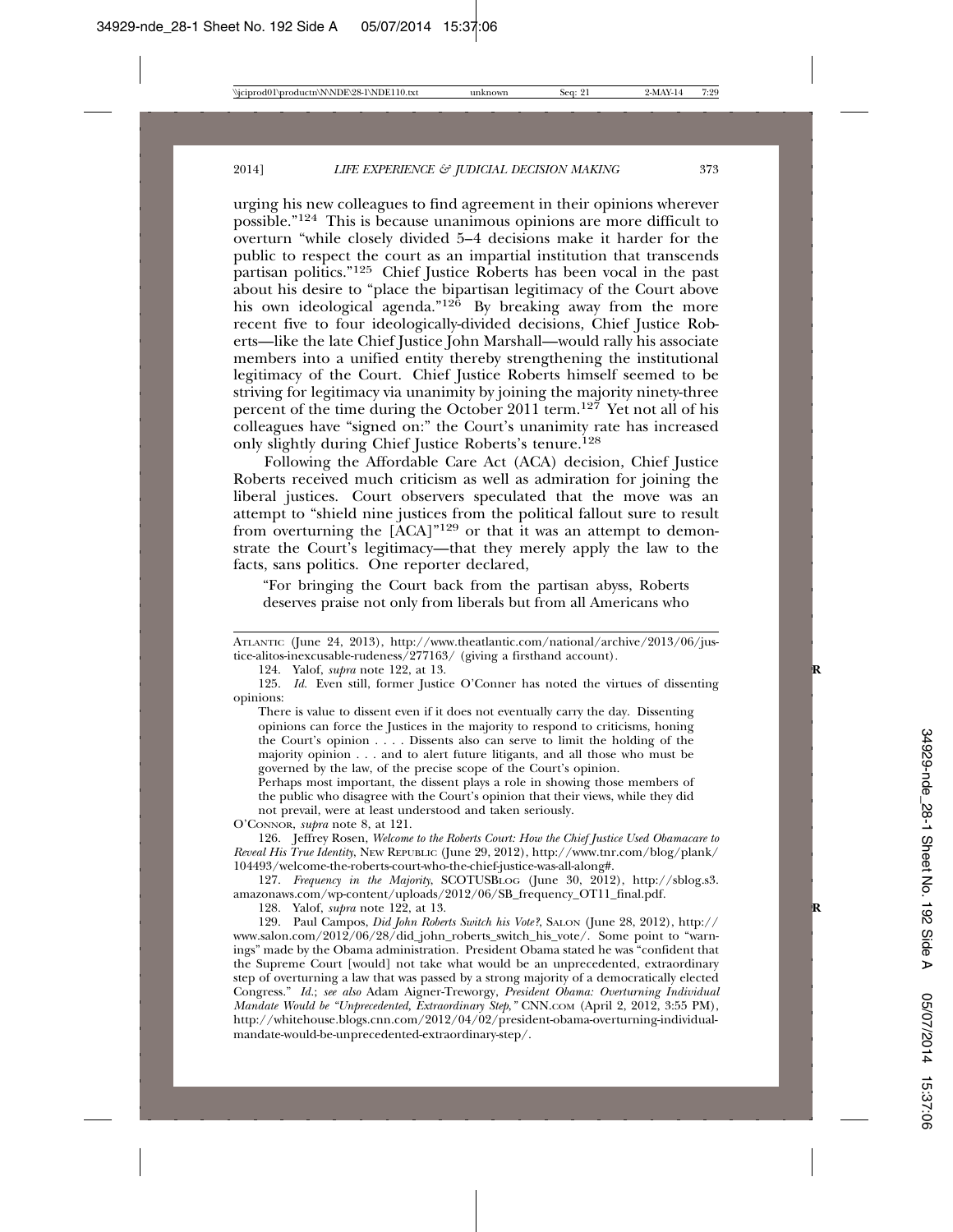urging his new colleagues to find agreement in their opinions wherever possible."[124] This is because unanimous opinions are more difficult to overturn "while closely divided 5–4 decisions make it harder for the public to respect the court as an impartial institution that transcends partisan politics."[125] Chief Justice Roberts has been vocal in the past about his desire to "place the bipartisan legitimacy of the Court above his own ideological agenda."[126] By breaking away from the more recent five to four ideologically-divided decisions, Chief Justice Roberts—like the late Chief Justice John Marshall—would rally his associate members into a unified entity thereby strengthening the institutional legitimacy of the Court. Chief Justice Roberts himself seemed to be striving for legitimacy via unanimity by joining the majority ninety-three percent of the time during the October 2011 term.[127] Yet not all of his colleagues have "signed on:" the Court's unanimity rate has increased only slightly during Chief Justice Roberts's tenure.[128]

Following the Affordable Care Act (ACA) decision, Chief Justice Roberts received much criticism as well as admiration for joining the liberal justices. Court observers speculated that the move was an attempt to "shield nine justices from the political fallout sure to result from overturning the [ACA]"[129] or that it was an attempt to demonstrate the Court's legitimacy—that they merely apply the law to the facts, sans politics. One reporter declared,

> "For bringing the Court back from the partisan abyss, Roberts deserves praise not only from liberals but from all Americans who

---

ATLANTIC (June 24, 2013), http://www.theatlantic.com/national/archive/2013/06/justice-alitos-inexcusable-rudeness/277163/ (giving a firsthand account).

124. Yalof, *supra* note 122, at 13.

125. *Id.* Even still, former Justice O'Conner has noted the virtues of dissenting opinions:

> There is value to dissent even if it does not eventually carry the day. Dissenting opinions can force the Justices in the majority to respond to criticisms, honing the Court's opinion . . . . Dissents also can serve to limit the holding of the majority opinion . . . and to alert future litigants, and all those who must be governed by the law, of the precise scope of the Court's opinion.
>
> Perhaps most important, the dissent plays a role in showing those members of the public who disagree with the Court's opinion that their views, while they did not prevail, were at least understood and taken seriously.

O'CONNOR, *supra* note 8, at 121.

126. Jeffrey Rosen, *Welcome to the Roberts Court: How the Chief Justice Used Obamacare to Reveal His True Identity*, NEW REPUBLIC (June 29, 2012), http://www.tnr.com/blog/plank/104493/welcome-the-roberts-court-who-the-chief-justice-was-all-along#.

127. *Frequency in the Majority*, SCOTUSBLOG (June 30, 2012), http://sblog.s3.amazonaws.com/wp-content/uploads/2012/06/SB_frequency_OT11_final.pdf.

128. Yalof, *supra* note 122, at 13.

129. Paul Campos, *Did John Roberts Switch his Vote?*, SALON (June 28, 2012), http://www.salon.com/2012/06/28/did_john_roberts_switch_his_vote/. Some point to "warnings" made by the Obama administration. President Obama stated he was "confident that the Supreme Court [would] not take what would be an unprecedented, extraordinary step of overturning a law that was passed by a strong majority of a democratically elected Congress." *Id.*; *see also* Adam Aigner-Treworgy, *President Obama: Overturning Individual Mandate Would be "Unprecedented, Extraordinary Step*,*"* CNN.COM (April 2, 2012, 3:55 PM), http://whitehouse.blogs.cnn.com/2012/04/02/president-obama-overturning-individual-mandate-would-be-unprecedented-extraordinary-step/.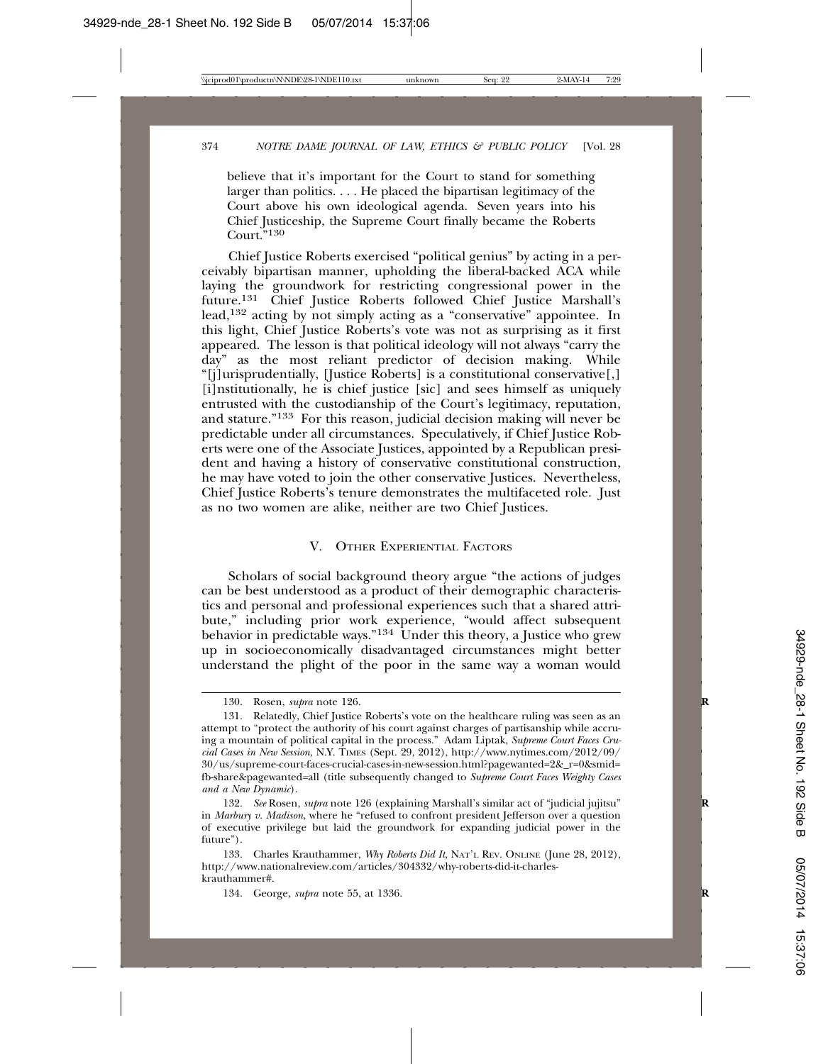believe that it's important for the Court to stand for something larger than politics. . . . He placed the bipartisan legitimacy of the Court above his own ideological agenda. Seven years into his Chief Justiceship, the Supreme Court finally became the Roberts Court."[130]

Chief Justice Roberts exercised "political genius" by acting in a perceivably bipartisan manner, upholding the liberal-backed ACA while laying the groundwork for restricting congressional power in the future.[131] Chief Justice Roberts followed Chief Justice Marshall's lead,[132] acting by not simply acting as a "conservative" appointee. In this light, Chief Justice Roberts's vote was not as surprising as it first appeared. The lesson is that political ideology will not always "carry the day" as the most reliant predictor of decision making. While "[j]urisprudentially, [Justice Roberts] is a constitutional conservative[,] [i]nstitutionally, he is chief justice [sic] and sees himself as uniquely entrusted with the custodianship of the Court's legitimacy, reputation, and stature."[133] For this reason, judicial decision making will never be predictable under all circumstances. Speculatively, if Chief Justice Roberts were one of the Associate Justices, appointed by a Republican president and having a history of conservative constitutional construction, he may have voted to join the other conservative Justices. Nevertheless, Chief Justice Roberts's tenure demonstrates the multifaceted role. Just as no two women are alike, neither are two Chief Justices.

## V. Other Experiential Factors

Scholars of social background theory argue "the actions of judges can be best understood as a product of their demographic characteristics and personal and professional experiences such that a shared attribute," including prior work experience, "would affect subsequent behavior in predictable ways."[134] Under this theory, a Justice who grew up in socioeconomically disadvantaged circumstances might better understand the plight of the poor in the same way a woman would

---

130. Rosen, *supra* note 126.

131. Relatedly, Chief Justice Roberts's vote on the healthcare ruling was seen as an attempt to "protect the authority of his court against charges of partisanship while accruing a mountain of political capital in the process." Adam Liptak, *Supreme Court Faces Crucial Cases in New Session*, N.Y. Times (Sept. 29, 2012), http://www.nytimes.com/2012/09/30/us/supreme-court-faces-crucial-cases-in-new-session.html?pagewanted=2&_r=0&smid=fb-share&pagewanted=all (title subsequently changed to *Supreme Court Faces Weighty Cases and a New Dynamic*).

132. *See* Rosen, *supra* note 126 (explaining Marshall's similar act of "judicial jujitsu" in *Marbury v. Madison*, where he "refused to confront president Jefferson over a question of executive privilege but laid the groundwork for expanding judicial power in the future").

133. Charles Krauthammer, *Why Roberts Did It*, Nat'l Rev. Online (June 28, 2012), http://www.nationalreview.com/articles/304332/why-roberts-did-it-charles-krauthammer#.

134. George, *supra* note 55, at 1336.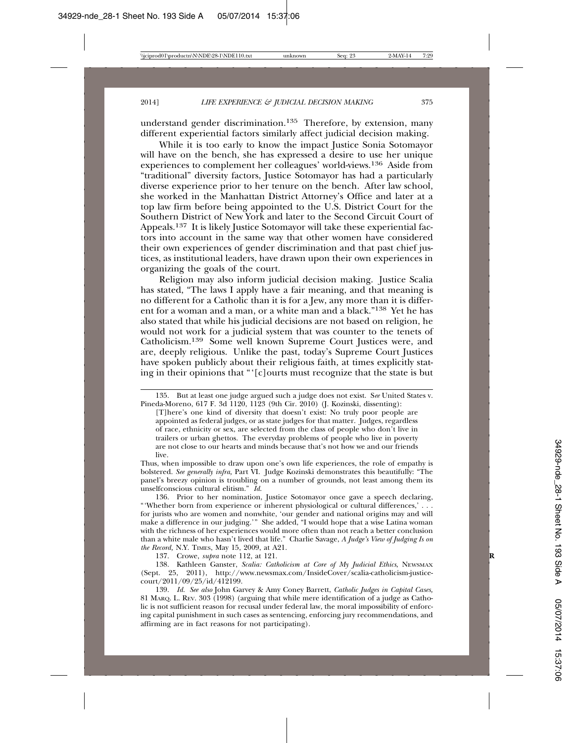understand gender discrimination.[135] Therefore, by extension, many different experiential factors similarly affect judicial decision making.

While it is too early to know the impact Justice Sonia Sotomayor will have on the bench, she has expressed a desire to use her unique experiences to complement her colleagues' world-views.[136] Aside from "traditional" diversity factors, Justice Sotomayor has had a particularly diverse experience prior to her tenure on the bench. After law school, she worked in the Manhattan District Attorney's Office and later at a top law firm before being appointed to the U.S. District Court for the Southern District of New York and later to the Second Circuit Court of Appeals.[137] It is likely Justice Sotomayor will take these experiential factors into account in the same way that other women have considered their own experiences of gender discrimination and that past chief justices, as institutional leaders, have drawn upon their own experiences in organizing the goals of the court.

Religion may also inform judicial decision making. Justice Scalia has stated, "The laws I apply have a fair meaning, and that meaning is no different for a Catholic than it is for a Jew, any more than it is different for a woman and a man, or a white man and a black."[138] Yet he has also stated that while his judicial decisions are not based on religion, he would not work for a judicial system that was counter to the tenets of Catholicism.[139] Some well known Supreme Court Justices were, and are, deeply religious. Unlike the past, today's Supreme Court Justices have spoken publicly about their religious faith, at times explicitly stating in their opinions that "'[c]ourts must recognize that the state is but

---

135. But at least one judge argued such a judge does not exist. *See* United States v. Pineda-Moreno, 617 F. 3d 1120, 1123 (9th Cir. 2010) (J. Kozinski, dissenting):

> [T]here's one kind of diversity that doesn't exist: No truly poor people are appointed as federal judges, or as state judges for that matter. Judges, regardless of race, ethnicity or sex, are selected from the class of people who don't live in trailers or urban ghettos. The everyday problems of people who live in poverty are not close to our hearts and minds because that's not how we and our friends live.

Thus, when impossible to draw upon one's own life experiences, the role of empathy is bolstered. *See generally infra,* Part VI. Judge Kozinski demonstrates this beautifully: "The panel's breezy opinion is troubling on a number of grounds, not least among them its unselfconscious cultural elitism." *Id.*

136. Prior to her nomination, Justice Sotomayor once gave a speech declaring, "'Whether born from experience or inherent physiological or cultural differences,' . . . for jurists who are women and nonwhite, 'our gender and national origins may and will make a difference in our judging.'" She added, "I would hope that a wise Latina woman with the richness of her experiences would more often than not reach a better conclusion than a white male who hasn't lived that life." Charlie Savage, *A Judge's View of Judging Is on the Record,* N.Y. TIMES, May 15, 2009, at A21.

137. Crowe, *supra* note 112, at 121.

138. Kathleen Ganster, *Scalia: Catholicism at Core of My Judicial Ethics*, NEWSMAX (Sept. 25, 2011), http://www.newsmax.com/InsideCover/scalia-catholicism-justice-court/2011/09/25/id/412199.

139. *Id. See also* John Garvey & Amy Coney Barrett, *Catholic Judges in Capital Cases,* 81 MARQ. L. REV. 303 (1998) (arguing that while mere identification of a judge as Catholic is not sufficient reason for recusal under federal law, the moral impossibility of enforcing capital punishment in such cases as sentencing, enforcing jury recommendations, and affirming are in fact reasons for not participating).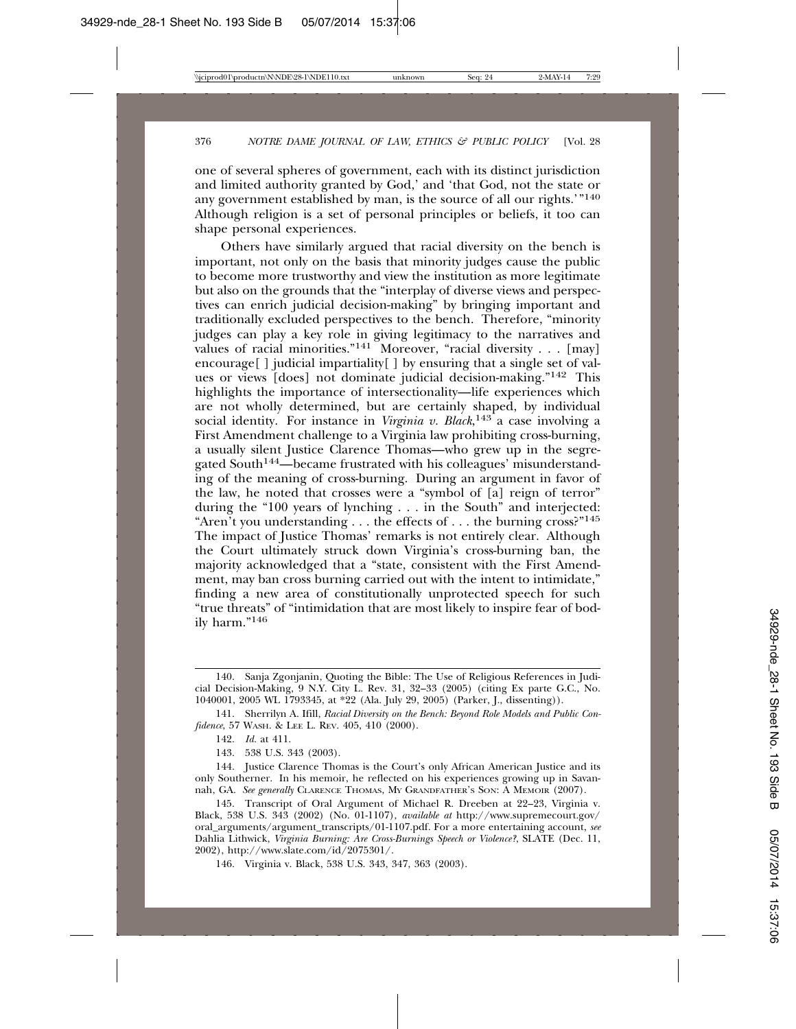one of several spheres of government, each with its distinct jurisdiction and limited authority granted by God,' and 'that God, not the state or any government established by man, is the source of all our rights.' "[140] Although religion is a set of personal principles or beliefs, it too can shape personal experiences.

Others have similarly argued that racial diversity on the bench is important, not only on the basis that minority judges cause the public to become more trustworthy and view the institution as more legitimate but also on the grounds that the "interplay of diverse views and perspectives can enrich judicial decision-making" by bringing important and traditionally excluded perspectives to the bench. Therefore, "minority judges can play a key role in giving legitimacy to the narratives and values of racial minorities."[141] Moreover, "racial diversity . . . [may] encourage[ ] judicial impartiality[ ] by ensuring that a single set of values or views [does] not dominate judicial decision-making."[142] This highlights the importance of intersectionality—life experiences which are not wholly determined, but are certainly shaped, by individual social identity. For instance in *Virginia v. Black*,[143] a case involving a First Amendment challenge to a Virginia law prohibiting cross-burning, a usually silent Justice Clarence Thomas—who grew up in the segregated South[144]—became frustrated with his colleagues' misunderstanding of the meaning of cross-burning. During an argument in favor of the law, he noted that crosses were a "symbol of [a] reign of terror" during the "100 years of lynching . . . in the South" and interjected: "Aren't you understanding . . . the effects of . . . the burning cross?"[145] The impact of Justice Thomas' remarks is not entirely clear. Although the Court ultimately struck down Virginia's cross-burning ban, the majority acknowledged that a "state, consistent with the First Amendment, may ban cross burning carried out with the intent to intimidate," finding a new area of constitutionally unprotected speech for such "true threats" of "intimidation that are most likely to inspire fear of bodily harm."[146]

---

140. Sanja Zgonjanin, Quoting the Bible: The Use of Religious References in Judicial Decision-Making, 9 N.Y. City L. Rev. 31, 32–33 (2005) (citing Ex parte G.C., No. 1040001, 2005 WL 1793345, at *22 (Ala. July 29, 2005) (Parker, J., dissenting)).

141. Sherrilyn A. Ifill, *Racial Diversity on the Bench: Beyond Role Models and Public Confidence*, 57 Wash. & Lee L. Rev. 405, 410 (2000).

142. *Id.* at 411.

143. 538 U.S. 343 (2003).

144. Justice Clarence Thomas is the Court's only African American Justice and its only Southerner. In his memoir, he reflected on his experiences growing up in Savannah, GA. *See generally* Clarence Thomas, My Grandfather's Son: A Memoir (2007).

145. Transcript of Oral Argument of Michael R. Dreeben at 22–23, Virginia v. Black, 538 U.S. 343 (2002) (No. 01-1107), *available at* http://www.supremecourt.gov/oral_arguments/argument_transcripts/01-1107.pdf. For a more entertaining account, *see* Dahlia Lithwick, *Virginia Burning: Are Cross-Burnings Speech or Violence?*, SLATE (Dec. 11, 2002), http://www.slate.com/id/2075301/.

146. Virginia v. Black, 538 U.S. 343, 347, 363 (2003).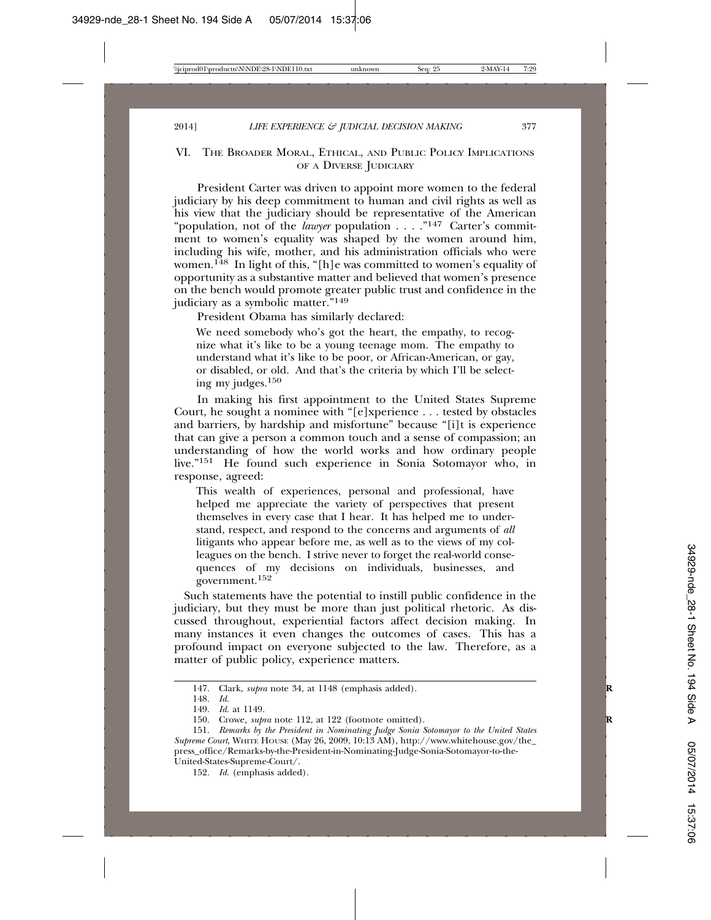## VI. The Broader Moral, Ethical, and Public Policy Implications of a Diverse Judiciary

President Carter was driven to appoint more women to the federal judiciary by his deep commitment to human and civil rights as well as his view that the judiciary should be representative of the American "population, not of the *lawyer* population . . . ."[147] Carter's commitment to women's equality was shaped by the women around him, including his wife, mother, and his administration officials who were women.[148] In light of this, "[h]e was committed to women's equality of opportunity as a substantive matter and believed that women's presence on the bench would promote greater public trust and confidence in the judiciary as a symbolic matter."[149]

President Obama has similarly declared:

> We need somebody who's got the heart, the empathy, to recognize what it's like to be a young teenage mom. The empathy to understand what it's like to be poor, or African-American, or gay, or disabled, or old. And that's the criteria by which I'll be selecting my judges.[150]

In making his first appointment to the United States Supreme Court, he sought a nominee with "[e]xperience . . . tested by obstacles and barriers, by hardship and misfortune" because "[i]t is experience that can give a person a common touch and a sense of compassion; an understanding of how the world works and how ordinary people live."[151] He found such experience in Sonia Sotomayor who, in response, agreed:

> This wealth of experiences, personal and professional, have helped me appreciate the variety of perspectives that present themselves in every case that I hear. It has helped me to understand, respect, and respond to the concerns and arguments of *all* litigants who appear before me, as well as to the views of my colleagues on the bench. I strive never to forget the real-world consequences of my decisions on individuals, businesses, and government.[152]

Such statements have the potential to instill public confidence in the judiciary, but they must be more than just political rhetoric. As discussed throughout, experiential factors affect decision making. In many instances it even changes the outcomes of cases. This has a profound impact on everyone subjected to the law. Therefore, as a matter of public policy, experience matters.

---

147. Clark, *supra* note 34, at 1148 (emphasis added).

148. *Id.*

149. *Id.* at 1149.

150. Crowe, *supra* note 112, at 122 (footnote omitted).

151. *Remarks by the President in Nominating Judge Sonia Sotomayor to the United States Supreme Court*, White House (May 26, 2009, 10:13 AM), http://www.whitehouse.gov/the_press_office/Remarks-by-the-President-in-Nominating-Judge-Sonia-Sotomayor-to-the-United-States-Supreme-Court/.

152. *Id.* (emphasis added).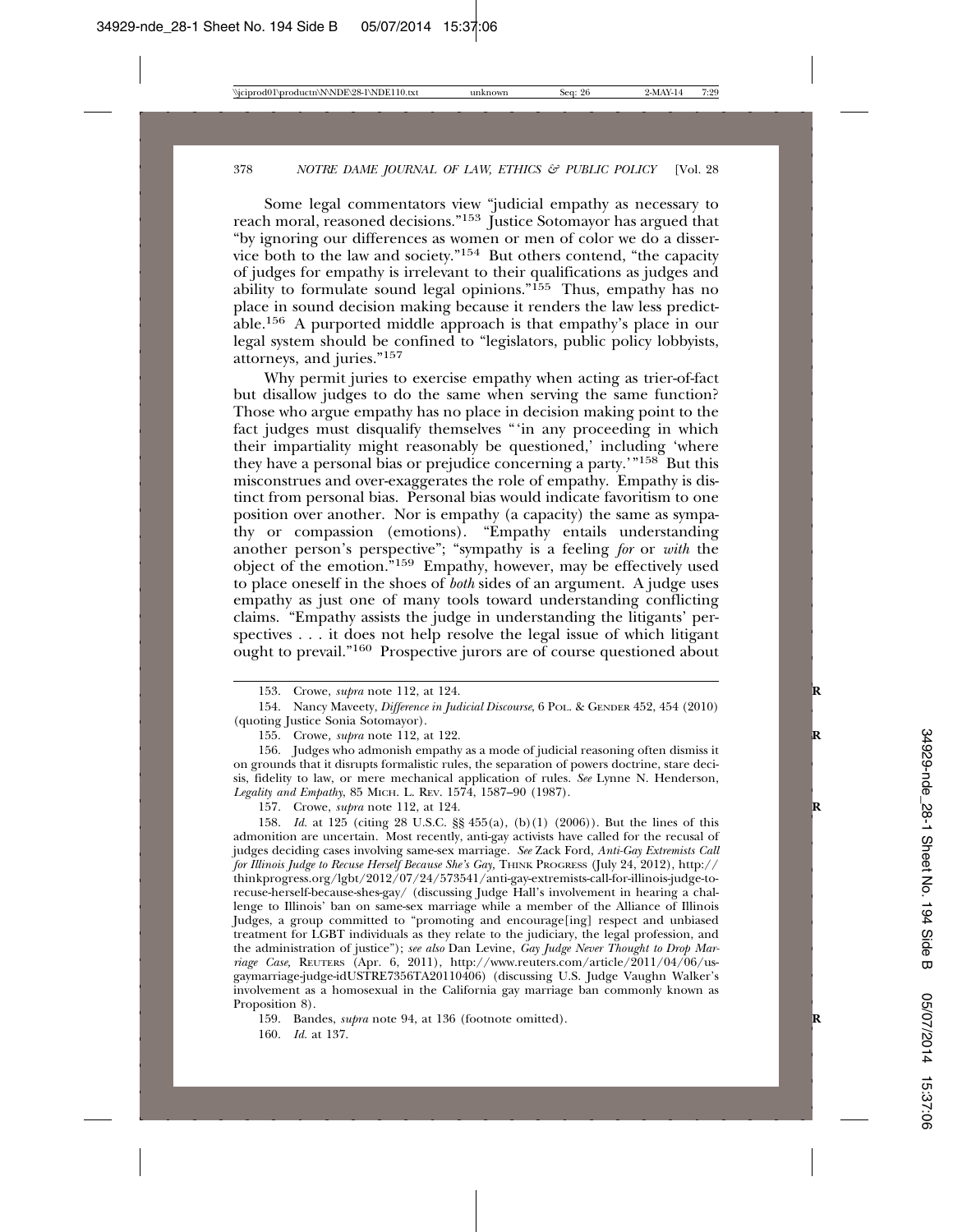Some legal commentators view "judicial empathy as necessary to reach moral, reasoned decisions."[153] Justice Sotomayor has argued that "by ignoring our differences as women or men of color we do a disservice both to the law and society."[154] But others contend, "the capacity of judges for empathy is irrelevant to their qualifications as judges and ability to formulate sound legal opinions."[155] Thus, empathy has no place in sound decision making because it renders the law less predictable.[156] A purported middle approach is that empathy's place in our legal system should be confined to "legislators, public policy lobbyists, attorneys, and juries."[157]

Why permit juries to exercise empathy when acting as trier-of-fact but disallow judges to do the same when serving the same function? Those who argue empathy has no place in decision making point to the fact judges must disqualify themselves "'in any proceeding in which their impartiality might reasonably be questioned,' including 'where they have a personal bias or prejudice concerning a party.'"[158] But this misconstrues and over-exaggerates the role of empathy. Empathy is distinct from personal bias. Personal bias would indicate favoritism to one position over another. Nor is empathy (a capacity) the same as sympathy or compassion (emotions). "Empathy entails understanding another person's perspective"; "sympathy is a feeling *for* or *with* the object of the emotion."[159] Empathy, however, may be effectively used to place oneself in the shoes of *both* sides of an argument. A judge uses empathy as just one of many tools toward understanding conflicting claims. "Empathy assists the judge in understanding the litigants' perspectives . . . it does not help resolve the legal issue of which litigant ought to prevail."[160] Prospective jurors are of course questioned about

---

153. Crowe, *supra* note 112, at 124.

154. Nancy Maveety, *Difference in Judicial Discourse*, 6 POL. & GENDER 452, 454 (2010) (quoting Justice Sonia Sotomayor).

155. Crowe, *supra* note 112, at 122.

156. Judges who admonish empathy as a mode of judicial reasoning often dismiss it on grounds that it disrupts formalistic rules, the separation of powers doctrine, stare decisis, fidelity to law, or mere mechanical application of rules. *See* Lynne N. Henderson, *Legality and Empathy*, 85 MICH. L. REV. 1574, 1587–90 (1987).

157. Crowe, *supra* note 112, at 124.

158. *Id.* at 125 (citing 28 U.S.C. §§ 455(a), (b)(1) (2006)). But the lines of this admonition are uncertain. Most recently, anti-gay activists have called for the recusal of judges deciding cases involving same-sex marriage. *See* Zack Ford, *Anti-Gay Extremists Call for Illinois Judge to Recuse Herself Because She's Gay*, THINK PROGRESS (July 24, 2012), http://thinkprogress.org/lgbt/2012/07/24/573541/anti-gay-extremists-call-for-illinois-judge-to-recuse-herself-because-shes-gay/ (discussing Judge Hall's involvement in hearing a challenge to Illinois' ban on same-sex marriage while a member of the Alliance of Illinois Judges, a group committed to "promoting and encourage[ing] respect and unbiased treatment for LGBT individuals as they relate to the judiciary, the legal profession, and the administration of justice"); *see also* Dan Levine, *Gay Judge Never Thought to Drop Marriage Case*, REUTERS (Apr. 6, 2011), http://www.reuters.com/article/2011/04/06/us-gaymarriage-judge-idUSTRE7356TA20110406) (discussing U.S. Judge Vaughn Walker's involvement as a homosexual in the California gay marriage ban commonly known as Proposition 8).

159. Bandes, *supra* note 94, at 136 (footnote omitted).

160. *Id.* at 137.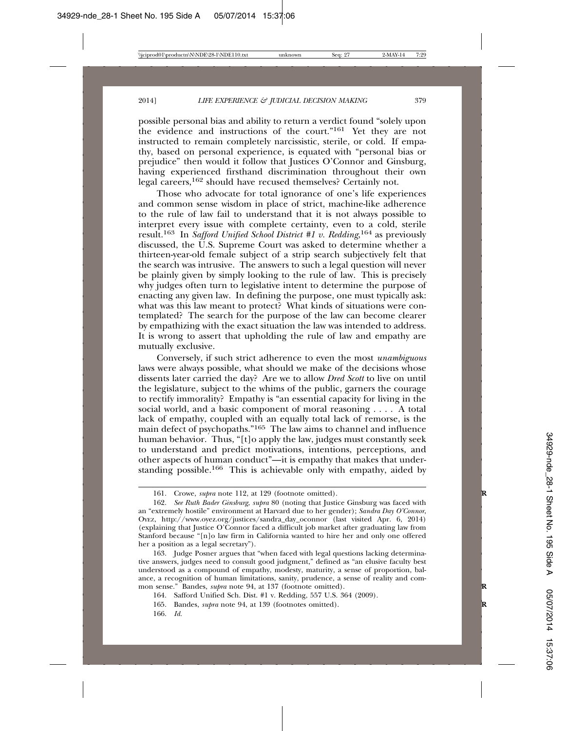possible personal bias and ability to return a verdict found "solely upon the evidence and instructions of the court."[161] Yet they are not instructed to remain completely narcissistic, sterile, or cold. If empathy, based on personal experience, is equated with "personal bias or prejudice" then would it follow that Justices O'Connor and Ginsburg, having experienced firsthand discrimination throughout their own legal careers,[162] should have recused themselves? Certainly not.

Those who advocate for total ignorance of one's life experiences and common sense wisdom in place of strict, machine-like adherence to the rule of law fail to understand that it is not always possible to interpret every issue with complete certainty, even to a cold, sterile result.[163] In *Safford Unified School District #1 v. Redding*,[164] as previously discussed, the U.S. Supreme Court was asked to determine whether a thirteen-year-old female subject of a strip search subjectively felt that the search was intrusive. The answers to such a legal question will never be plainly given by simply looking to the rule of law. This is precisely why judges often turn to legislative intent to determine the purpose of enacting any given law. In defining the purpose, one must typically ask: what was this law meant to protect? What kinds of situations were contemplated? The search for the purpose of the law can become clearer by empathizing with the exact situation the law was intended to address. It is wrong to assert that upholding the rule of law and empathy are mutually exclusive.

Conversely, if such strict adherence to even the most *unambiguous* laws were always possible, what should we make of the decisions whose dissents later carried the day? Are we to allow *Dred Scott* to live on until the legislature, subject to the whims of the public, garners the courage to rectify immorality? Empathy is "an essential capacity for living in the social world, and a basic component of moral reasoning . . . . A total lack of empathy, coupled with an equally total lack of remorse, is the main defect of psychopaths."[165] The law aims to channel and influence human behavior. Thus, "[t]o apply the law, judges must constantly seek to understand and predict motivations, intentions, perceptions, and other aspects of human conduct"—it is empathy that makes that understanding possible.[166] This is achievable only with empathy, aided by

---

161. Crowe, *supra* note 112, at 129 (footnote omitted).

162. *See Ruth Bader Ginsburg*, *supra* 80 (noting that Justice Ginsburg was faced with an "extremely hostile" environment at Harvard due to her gender); *Sandra Day O'Connor*, OYEZ, http://www.oyez.org/justices/sandra_day_oconnor (last visited Apr. 6, 2014) (explaining that Justice O'Connor faced a difficult job market after graduating law from Stanford because "[n]o law firm in California wanted to hire her and only one offered her a position as a legal secretary").

163. Judge Posner argues that "when faced with legal questions lacking determinative answers, judges need to consult good judgment," defined as "an elusive faculty best understood as a compound of empathy, modesty, maturity, a sense of proportion, balance, a recognition of human limitations, sanity, prudence, a sense of reality and common sense." Bandes, *supra* note 94, at 137 (footnote omitted).

164. Safford Unified Sch. Dist. #1 v. Redding, 557 U.S. 364 (2009).

165. Bandes, *supra* note 94, at 139 (footnotes omitted).

166. *Id.*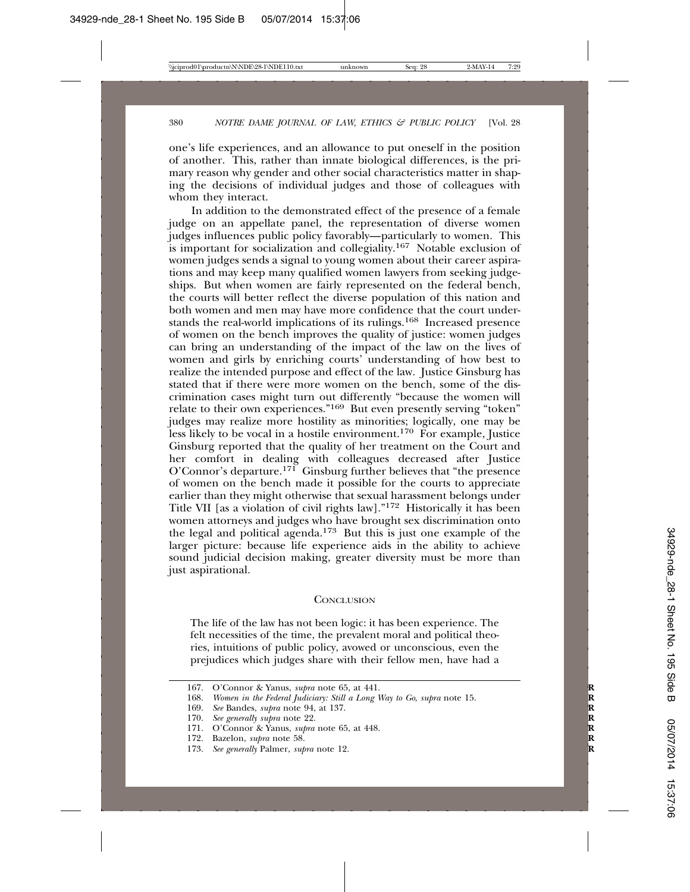one's life experiences, and an allowance to put oneself in the position of another. This, rather than innate biological differences, is the primary reason why gender and other social characteristics matter in shaping the decisions of individual judges and those of colleagues with whom they interact.

In addition to the demonstrated effect of the presence of a female judge on an appellate panel, the representation of diverse women judges influences public policy favorably—particularly to women. This is important for socialization and collegiality.[167] Notable exclusion of women judges sends a signal to young women about their career aspirations and may keep many qualified women lawyers from seeking judgeships. But when women are fairly represented on the federal bench, the courts will better reflect the diverse population of this nation and both women and men may have more confidence that the court understands the real-world implications of its rulings.[168] Increased presence of women on the bench improves the quality of justice: women judges can bring an understanding of the impact of the law on the lives of women and girls by enriching courts' understanding of how best to realize the intended purpose and effect of the law. Justice Ginsburg has stated that if there were more women on the bench, some of the discrimination cases might turn out differently "because the women will relate to their own experiences."[169] But even presently serving "token" judges may realize more hostility as minorities; logically, one may be less likely to be vocal in a hostile environment.[170] For example, Justice Ginsburg reported that the quality of her treatment on the Court and her comfort in dealing with colleagues decreased after Justice O'Connor's departure.[171] Ginsburg further believes that "the presence of women on the bench made it possible for the courts to appreciate earlier than they might otherwise that sexual harassment belongs under Title VII [as a violation of civil rights law]."[172] Historically it has been women attorneys and judges who have brought sex discrimination onto the legal and political agenda.[173] But this is just one example of the larger picture: because life experience aids in the ability to achieve sound judicial decision making, greater diversity must be more than just aspirational.

## CONCLUSION

> The life of the law has not been logic: it has been experience. The felt necessities of the time, the prevalent moral and political theories, intuitions of public policy, avowed or unconscious, even the prejudices which judges share with their fellow men, have had a

---

167. O'Connor & Yanus, *supra* note 65, at 441.
168. *Women in the Federal Judiciary: Still a Long Way to Go*, *supra* note 15.
169. *See* Bandes, *supra* note 94, at 137.
170. *See generally supra* note 22.
171. O'Connor & Yanus, *supra* note 65, at 448.
172. Bazelon, *supra* note 58.
173. *See generally* Palmer, *supra* note 12.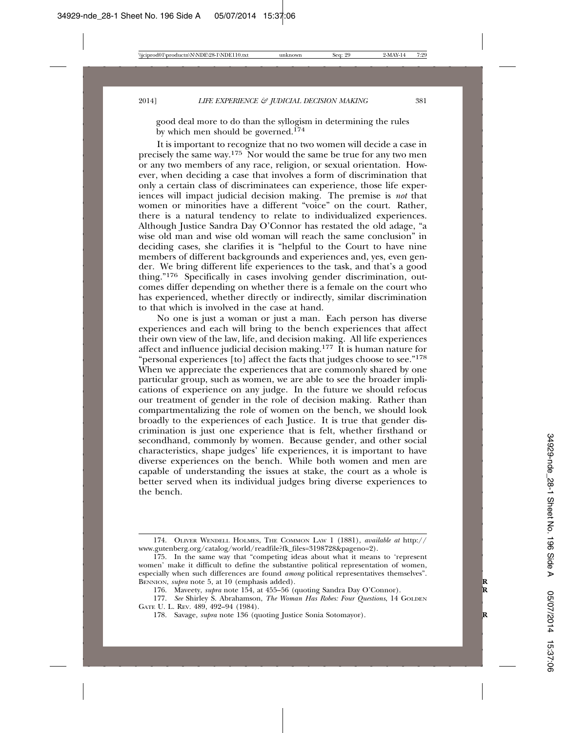good deal more to do than the syllogism in determining the rules by which men should be governed.[174]

It is important to recognize that no two women will decide a case in precisely the same way.[175] Nor would the same be true for any two men or any two members of any race, religion, or sexual orientation. However, when deciding a case that involves a form of discrimination that only a certain class of discriminatees can experience, those life experiences will impact judicial decision making. The premise is *not* that women or minorities have a different "voice" on the court. Rather, there is a natural tendency to relate to individualized experiences. Although Justice Sandra Day O'Connor has restated the old adage, "a wise old man and wise old woman will reach the same conclusion" in deciding cases, she clarifies it is "helpful to the Court to have nine members of different backgrounds and experiences and, yes, even gender. We bring different life experiences to the task, and that's a good thing."[176] Specifically in cases involving gender discrimination, outcomes differ depending on whether there is a female on the court who has experienced, whether directly or indirectly, similar discrimination to that which is involved in the case at hand.

No one is just a woman or just a man. Each person has diverse experiences and each will bring to the bench experiences that affect their own view of the law, life, and decision making. All life experiences affect and influence judicial decision making.[177] It is human nature for "personal experiences [to] affect the facts that judges choose to see."[178] When we appreciate the experiences that are commonly shared by one particular group, such as women, we are able to see the broader implications of experience on any judge. In the future we should refocus our treatment of gender in the role of decision making. Rather than compartmentalizing the role of women on the bench, we should look broadly to the experiences of each Justice. It is true that gender discrimination is just one experience that is felt, whether firsthand or secondhand, commonly by women. Because gender, and other social characteristics, shape judges' life experiences, it is important to have diverse experiences on the bench. While both women and men are capable of understanding the issues at stake, the court as a whole is better served when its individual judges bring diverse experiences to the bench.

---

174. OLIVER WENDELL HOLMES, THE COMMON LAW 1 (1881), *available at* http://www.gutenberg.org/catalog/world/readfile?fk_files=3198728&pageno=2).

175. In the same way that "competing ideas about what it means to 'represent women' make it difficult to define the substantive political representation of women, especially when such differences are found *among* political representatives themselves". BENNION, *supra* note 5, at 10 (emphasis added).

176. Maveety, *supra* note 154, at 455–56 (quoting Sandra Day O'Connor).

177. *See* Shirley S. Abrahamson, *The Woman Has Robes: Four Questions*, 14 GOLDEN GATE U. L. REV. 489, 492–94 (1984).

178. Savage, *supra* note 136 (quoting Justice Sonia Sotomayor).